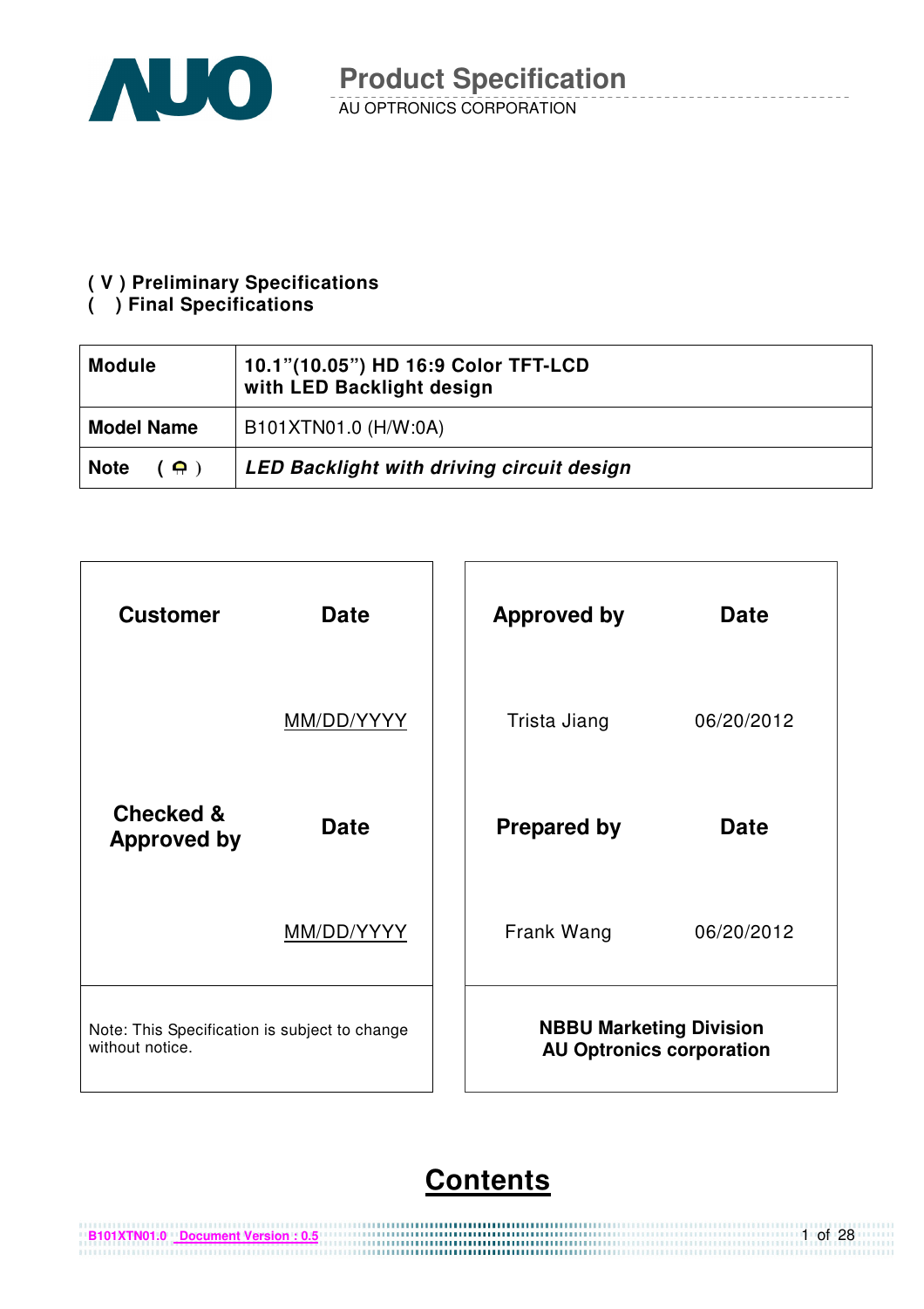# Product Specification

AU OPTRONICS CORPORATION

**( V ) Preliminary Specifications**
**(   ) Final Specifications**

| **Module** | **10.1"(10.05") HD 16:9 Color TFT-LCD with LED Backlight design** |
|---|---|
| **Model Name** | B101XTN01.0 (H/W:0A) |
| **Note ( )** | ***LED Backlight with driving circuit design*** |

| **Customer** | **Date** | **Approved by** | **Date** |
|---|---|---|---|
| | MM/DD/YYYY | Trista Jiang | 06/20/2012 |
| **Checked & Approved by** | **Date** | **Prepared by** | **Date** |
| | MM/DD/YYYY | Frank Wang | 06/20/2012 |
| Note: This Specification is subject to change without notice. | | **NBBU Marketing Division AU Optronics corporation** | |

## Contents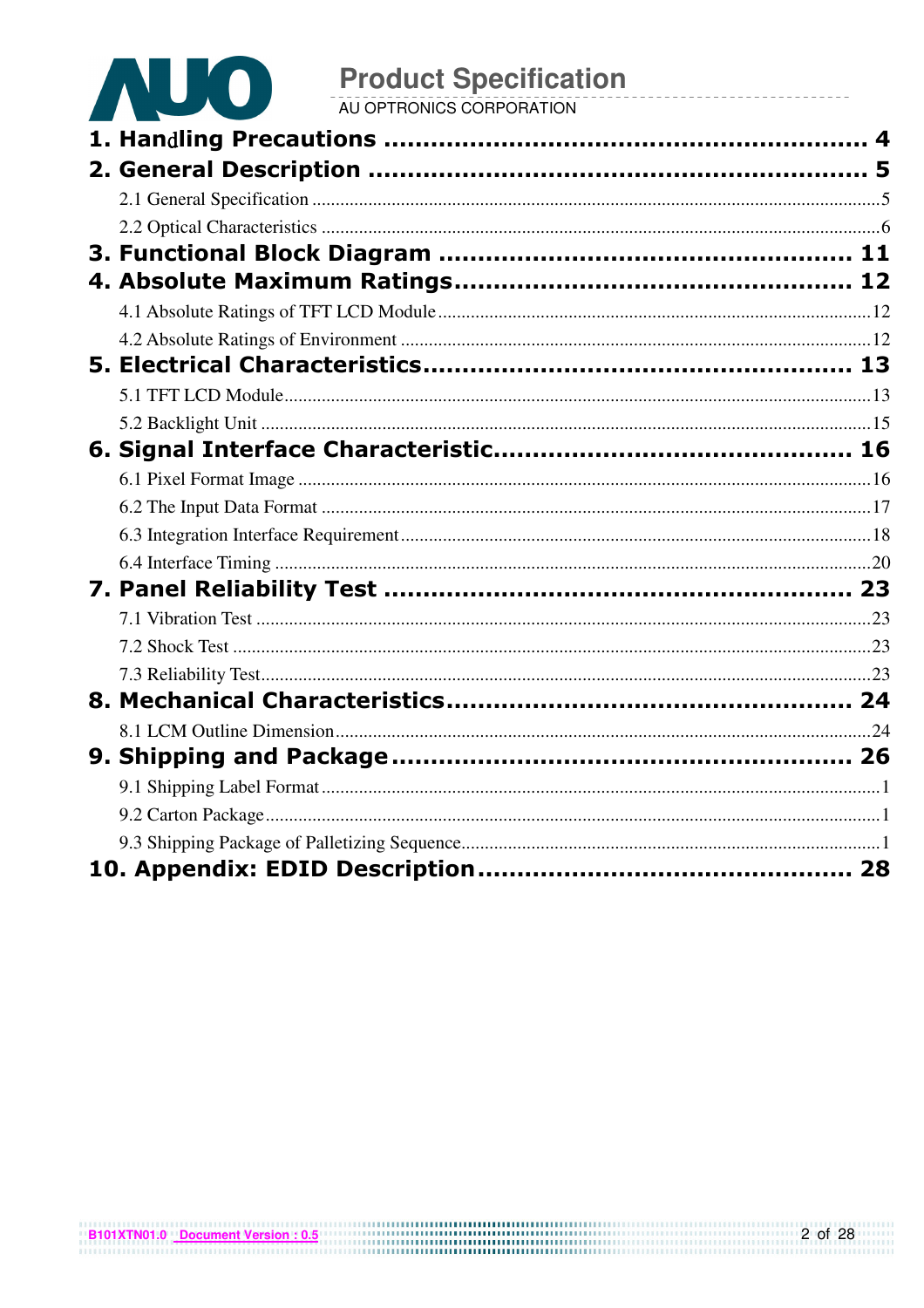1. **Handling Precautions** ........................................................ 4
2. **General Description** ........................................................ 5
   - 2.1 General Specification ........................................................5
   - 2.2 Optical Characteristics ........................................................6
3. **Functional Block Diagram** ........................................................ 11
4. **Absolute Maximum Ratings** ........................................................ 12
   - 4.1 Absolute Ratings of TFT LCD Module ........................................................12
   - 4.2 Absolute Ratings of Environment ........................................................12
5. **Electrical Characteristics** ........................................................ 13
   - 5.1 TFT LCD Module ........................................................13
   - 5.2 Backlight Unit ........................................................15
6. **Signal Interface Characteristic** ........................................................ 16
   - 6.1 Pixel Format Image ........................................................16
   - 6.2 The Input Data Format ........................................................17
   - 6.3 Integration Interface Requirement ........................................................18
   - 6.4 Interface Timing ........................................................20
7. **Panel Reliability Test** ........................................................ 23
   - 7.1 Vibration Test ........................................................23
   - 7.2 Shock Test ........................................................23
   - 7.3 Reliability Test ........................................................23
8. **Mechanical Characteristics** ........................................................ 24
   - 8.1 LCM Outline Dimension ........................................................24
9. **Shipping and Package** ........................................................ 26
   - 9.1 Shipping Label Format ........................................................1
   - 9.2 Carton Package ........................................................1
   - 9.3 Shipping Package of Palletizing Sequence ........................................................1
10. **Appendix: EDID Description** ........................................................ 28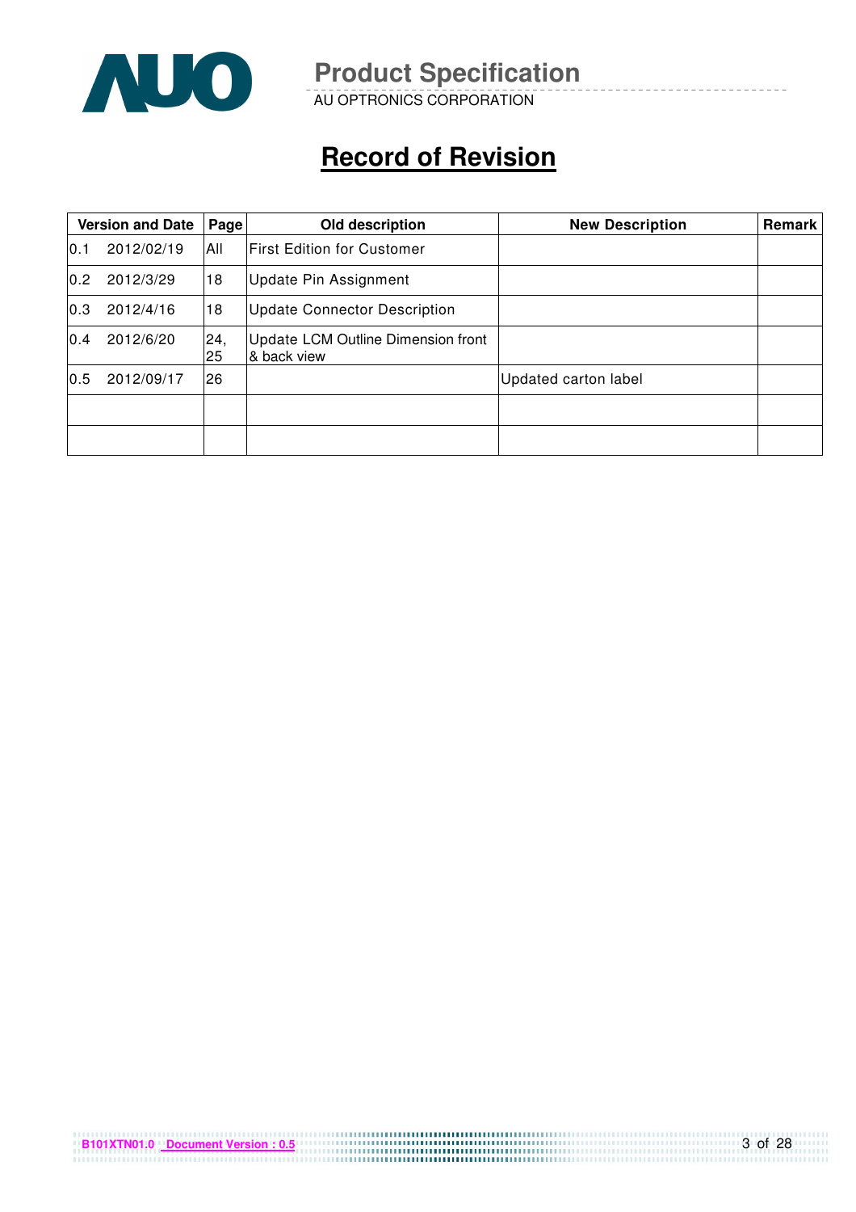# Record of Revision

| Version and Date | | Page | Old description | New Description | Remark |
|---|---|---|---|---|---|
| 0.1 | 2012/02/19 | All | First Edition for Customer | | |
| 0.2 | 2012/3/29 | 18 | Update Pin Assignment | | |
| 0.3 | 2012/4/16 | 18 | Update Connector Description | | |
| 0.4 | 2012/6/20 | 24, 25 | Update LCM Outline Dimension front & back view | | |
| 0.5 | 2012/09/17 | 26 | | Updated carton label | |
| | | | | | |
| | | | | | |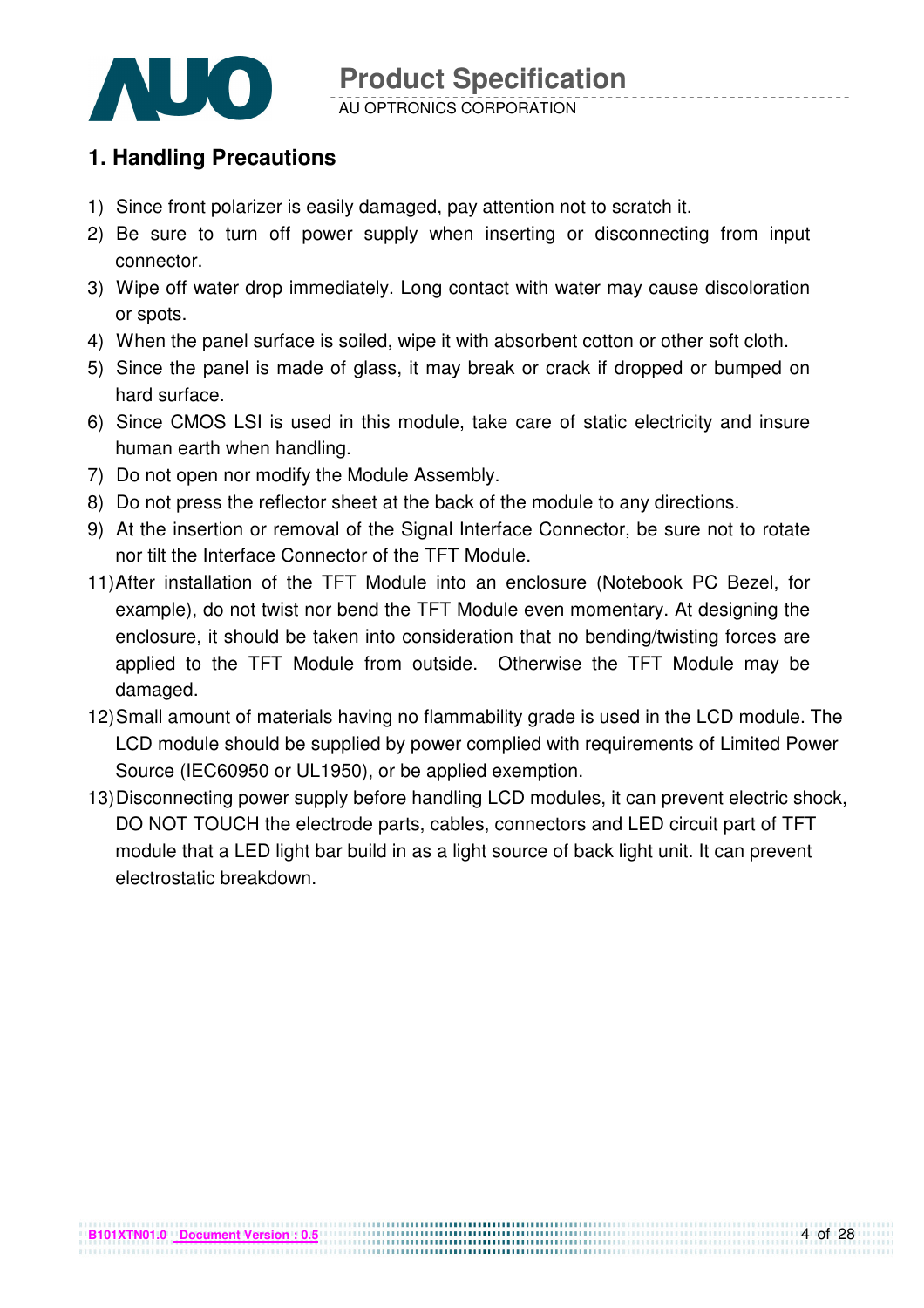## 1. Handling Precautions

1) Since front polarizer is easily damaged, pay attention not to scratch it.
2) Be sure to turn off power supply when inserting or disconnecting from input connector.
3) Wipe off water drop immediately. Long contact with water may cause discoloration or spots.
4) When the panel surface is soiled, wipe it with absorbent cotton or other soft cloth.
5) Since the panel is made of glass, it may break or crack if dropped or bumped on hard surface.
6) Since CMOS LSI is used in this module, take care of static electricity and insure human earth when handling.
7) Do not open nor modify the Module Assembly.
8) Do not press the reflector sheet at the back of the module to any directions.
9) At the insertion or removal of the Signal Interface Connector, be sure not to rotate nor tilt the Interface Connector of the TFT Module.
11) After installation of the TFT Module into an enclosure (Notebook PC Bezel, for example), do not twist nor bend the TFT Module even momentary. At designing the enclosure, it should be taken into consideration that no bending/twisting forces are applied to the TFT Module from outside. Otherwise the TFT Module may be damaged.
12) Small amount of materials having no flammability grade is used in the LCD module. The LCD module should be supplied by power complied with requirements of Limited Power Source (IEC60950 or UL1950), or be applied exemption.
13) Disconnecting power supply before handling LCD modules, it can prevent electric shock, DO NOT TOUCH the electrode parts, cables, connectors and LED circuit part of TFT module that a LED light bar build in as a light source of back light unit. It can prevent electrostatic breakdown.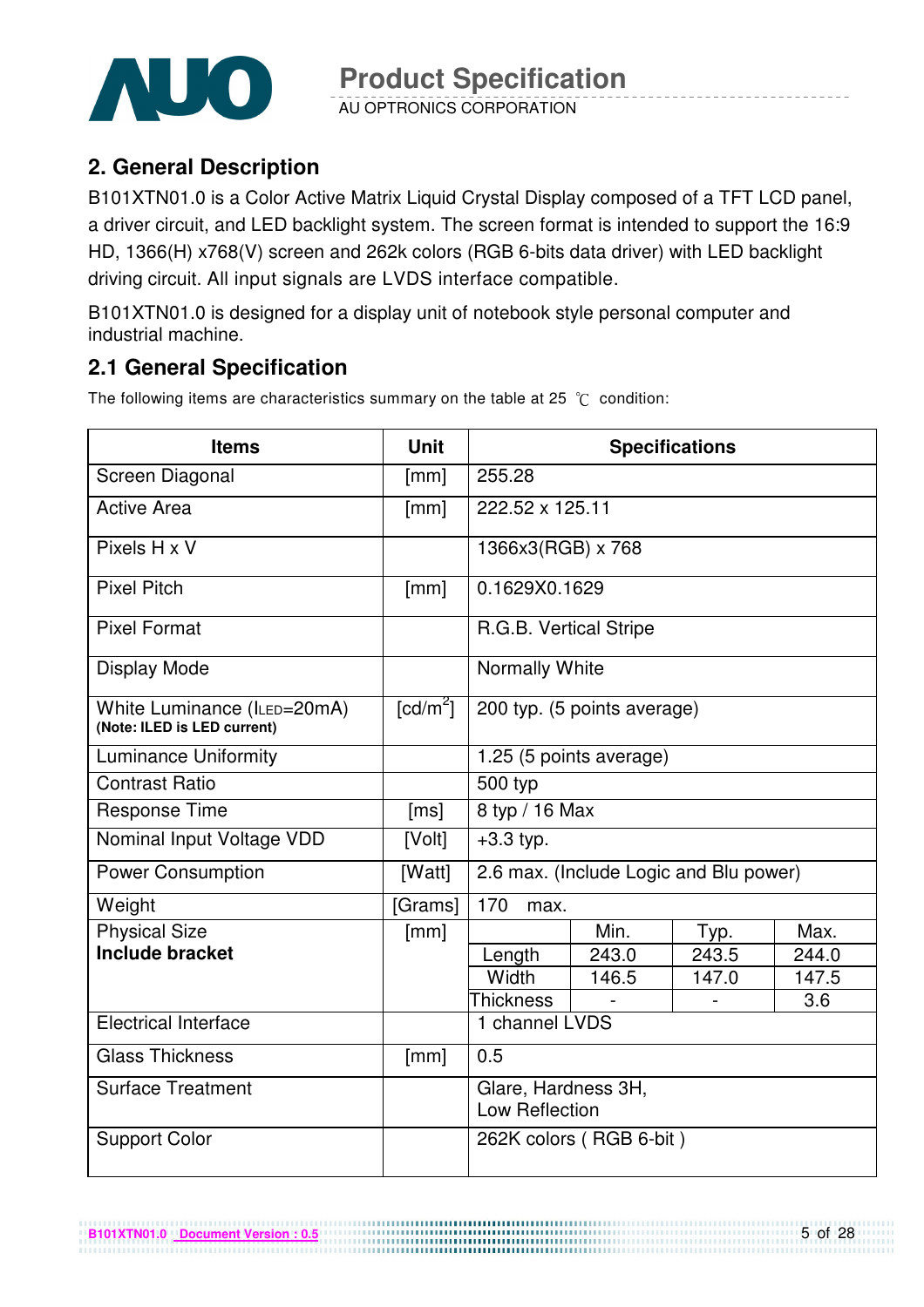## 2. General Description

B101XTN01.0 is a Color Active Matrix Liquid Crystal Display composed of a TFT LCD panel, a driver circuit, and LED backlight system. The screen format is intended to support the 16:9 HD, 1366(H) x768(V) screen and 262k colors (RGB 6-bits data driver) with LED backlight driving circuit. All input signals are LVDS interface compatible.

B101XTN01.0 is designed for a display unit of notebook style personal computer and industrial machine.

## 2.1 General Specification

The following items are characteristics summary on the table at 25 ℃ condition:

| Items | Unit | Specifications | | | |
|---|---|---|---|---|---|
| Screen Diagonal | [mm] | 255.28 | | | |
| Active Area | [mm] | 222.52 x 125.11 | | | |
| Pixels H x V | | 1366x3(RGB) x 768 | | | |
| Pixel Pitch | [mm] | 0.1629X0.1629 | | | |
| Pixel Format | | R.G.B. Vertical Stripe | | | |
| Display Mode | | Normally White | | | |
| White Luminance ($I_{LED}$=20mA) **(Note: ILED is LED current)** | [cd/m$^2$] | 200 typ. (5 points average) | | | |
| Luminance Uniformity | | 1.25 (5 points average) | | | |
| Contrast Ratio | | 500 typ | | | |
| Response Time | [ms] | 8 typ / 16 Max | | | |
| Nominal Input Voltage VDD | [Volt] | +3.3 typ. | | | |
| Power Consumption | [Watt] | 2.6 max. (Include Logic and Blu power) | | | |
| Weight | [Grams] | 170 max. | | | |
| Physical Size **Include bracket** | [mm] | | Min. | Typ. | Max. |
| | | Length | 243.0 | 243.5 | 244.0 |
| | | Width | 146.5 | 147.0 | 147.5 |
| | | Thickness | - | - | 3.6 |
| Electrical Interface | | 1 channel LVDS | | | |
| Glass Thickness | [mm] | 0.5 | | | |
| Surface Treatment | | Glare, Hardness 3H, Low Reflection | | | |
| Support Color | | 262K colors ( RGB 6-bit ) | | | |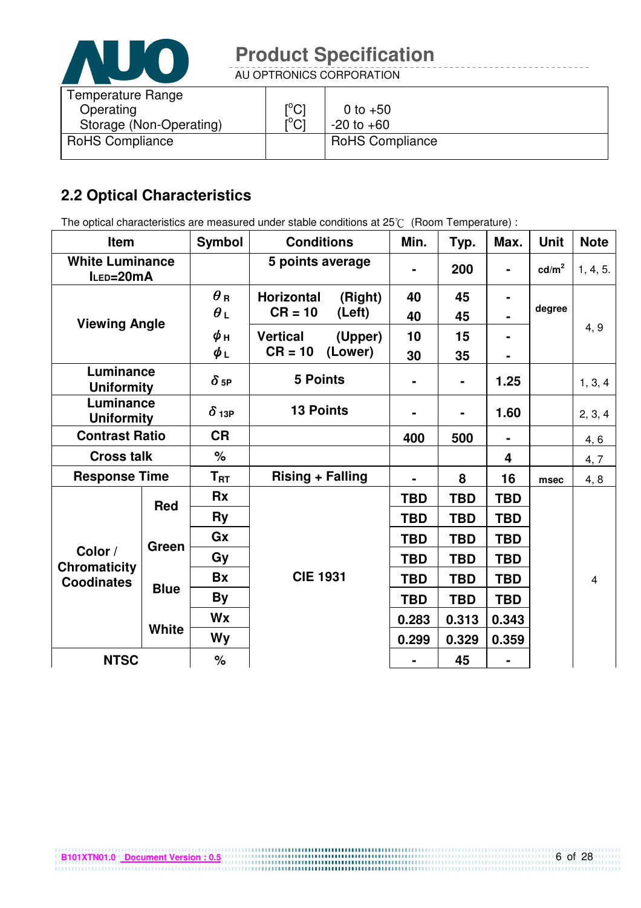| Temperature Range | | |
|---|---|---|
| Operating | [°C] | 0 to +50 |
| Storage (Non-Operating) | [°C] | -20 to +60 |
| RoHS Compliance | | RoHS Compliance |

## 2.2 Optical Characteristics

The optical characteristics are measured under stable conditions at 25℃ (Room Temperature) :

| Item | | Symbol | Conditions | Min. | Typ. | Max. | Unit | Note |
|---|---|---|---|---|---|---|---|---|
| **White Luminance** $I_{LED}$**=20mA** | | | **5 points average** | - | **200** | - | cd/m² | 1, 4, 5. |
| **Viewing Angle** | | $\theta_R$ | **Horizontal (Right)** **CR = 10** | **40** | **45** | - | degree | 4, 9 |
| | | $\theta_L$ | **(Left)** | **40** | **45** | - | | |
| | | $\phi_H$ | **Vertical (Upper)** **CR = 10** | **10** | **15** | - | | |
| | | $\phi_L$ | **(Lower)** | **30** | **35** | - | | |
| **Luminance Uniformity** | | $\delta_{5P}$ | **5 Points** | - | - | **1.25** | | 1, 3, 4 |
| **Luminance Uniformity** | | $\delta_{13P}$ | **13 Points** | - | - | **1.60** | | 2, 3, 4 |
| **Contrast Ratio** | | **CR** | | **400** | **500** | - | | 4, 6 |
| **Cross talk** | | **%** | | | | **4** | | 4, 7 |
| **Response Time** | | $T_{RT}$ | **Rising + Falling** | - | **8** | **16** | msec | 4, 8 |
| **Color / Chromaticity Coodinates** | **Red** | **Rx** | **CIE 1931** | **TBD** | **TBD** | **TBD** | | 4 |
| | | **Ry** | | **TBD** | **TBD** | **TBD** | | |
| | **Green** | **Gx** | | **TBD** | **TBD** | **TBD** | | |
| | | **Gy** | | **TBD** | **TBD** | **TBD** | | |
| | **Blue** | **Bx** | | **TBD** | **TBD** | **TBD** | | |
| | | **By** | | **TBD** | **TBD** | **TBD** | | |
| | **White** | **Wx** | | **0.283** | **0.313** | **0.343** | | |
| | | **Wy** | | **0.299** | **0.329** | **0.359** | | |
| **NTSC** | | **%** | | - | **45** | - | | |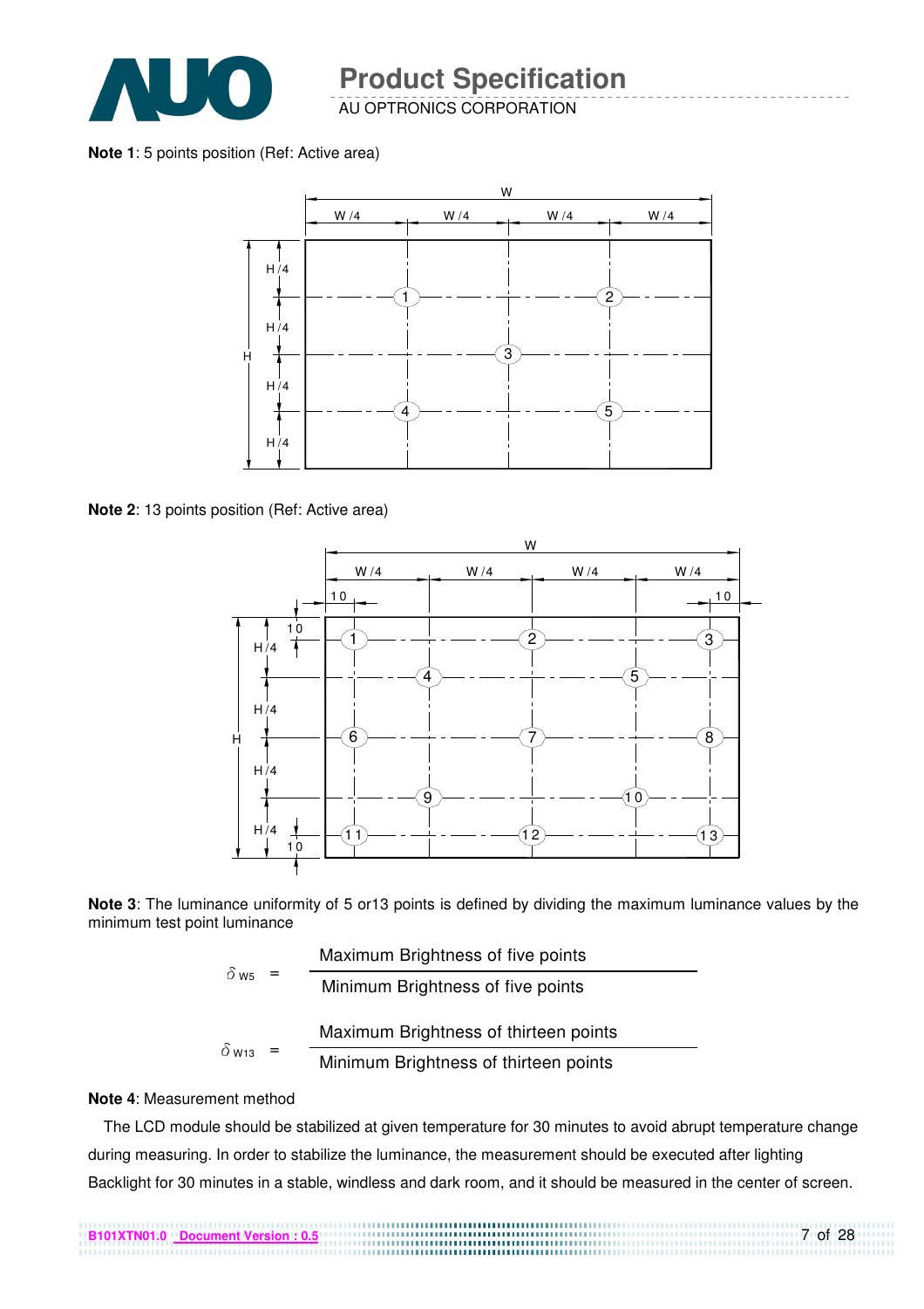**Note 1**: 5 points position (Ref: Active area)

**Note 2**: 13 points position (Ref: Active area)

**Note 3**: The luminance uniformity of 5 or13 points is defined by dividing the maximum luminance values by the minimum test point luminance

$$\delta_{W5} = \frac{\text{Maximum Brightness of five points}}{\text{Minimum Brightness of five points}}$$

$$\delta_{W13} = \frac{\text{Maximum Brightness of thirteen points}}{\text{Minimum Brightness of thirteen points}}$$

**Note 4**: Measurement method

The LCD module should be stabilized at given temperature for 30 minutes to avoid abrupt temperature change during measuring. In order to stabilize the luminance, the measurement should be executed after lighting Backlight for 30 minutes in a stable, windless and dark room, and it should be measured in the center of screen.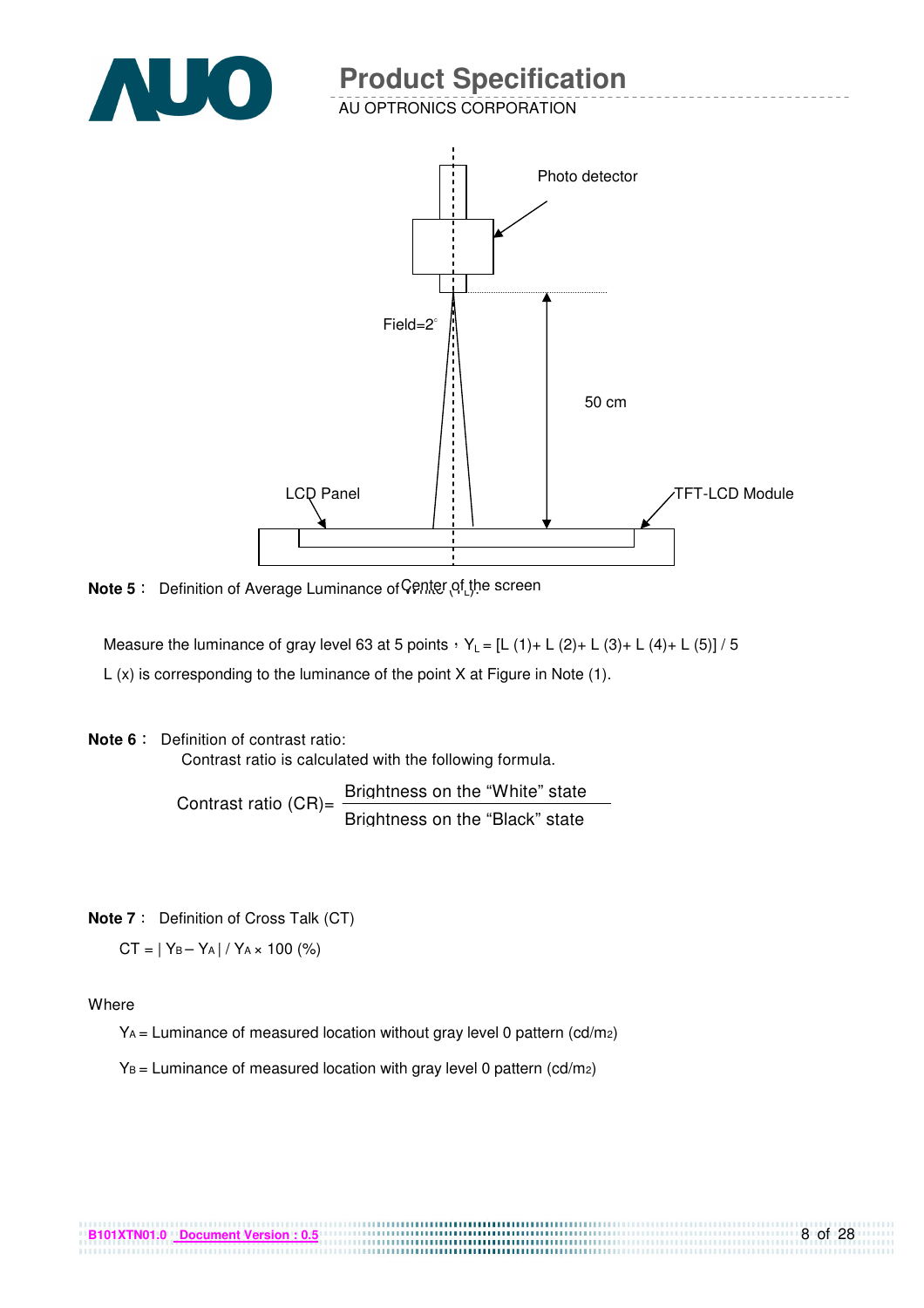Photo detector

Field=2°

50 cm

LCD Panel

TFT-LCD Module

Center of the screen

**Note 5**： Definition of Average Luminance of White ($Y_L$):

Measure the luminance of gray level 63 at 5 points，$Y_L$ = [L (1)+ L (2)+ L (3)+ L (4)+ L (5)] / 5

L (x) is corresponding to the luminance of the point X at Figure in Note (1).

**Note 6**： Definition of contrast ratio:

Contrast ratio is calculated with the following formula.

$$\text{Contrast ratio (CR)} = \frac{\text{Brightness on the "White" state}}{\text{Brightness on the "Black" state}}$$

**Note 7**： Definition of Cross Talk (CT)

$CT = | Y_B - Y_A | / Y_A \times 100$ (%)

Where

$Y_A$ = Luminance of measured location without gray level 0 pattern ($cd/m^2$)

$Y_B$ = Luminance of measured location with gray level 0 pattern ($cd/m^2$)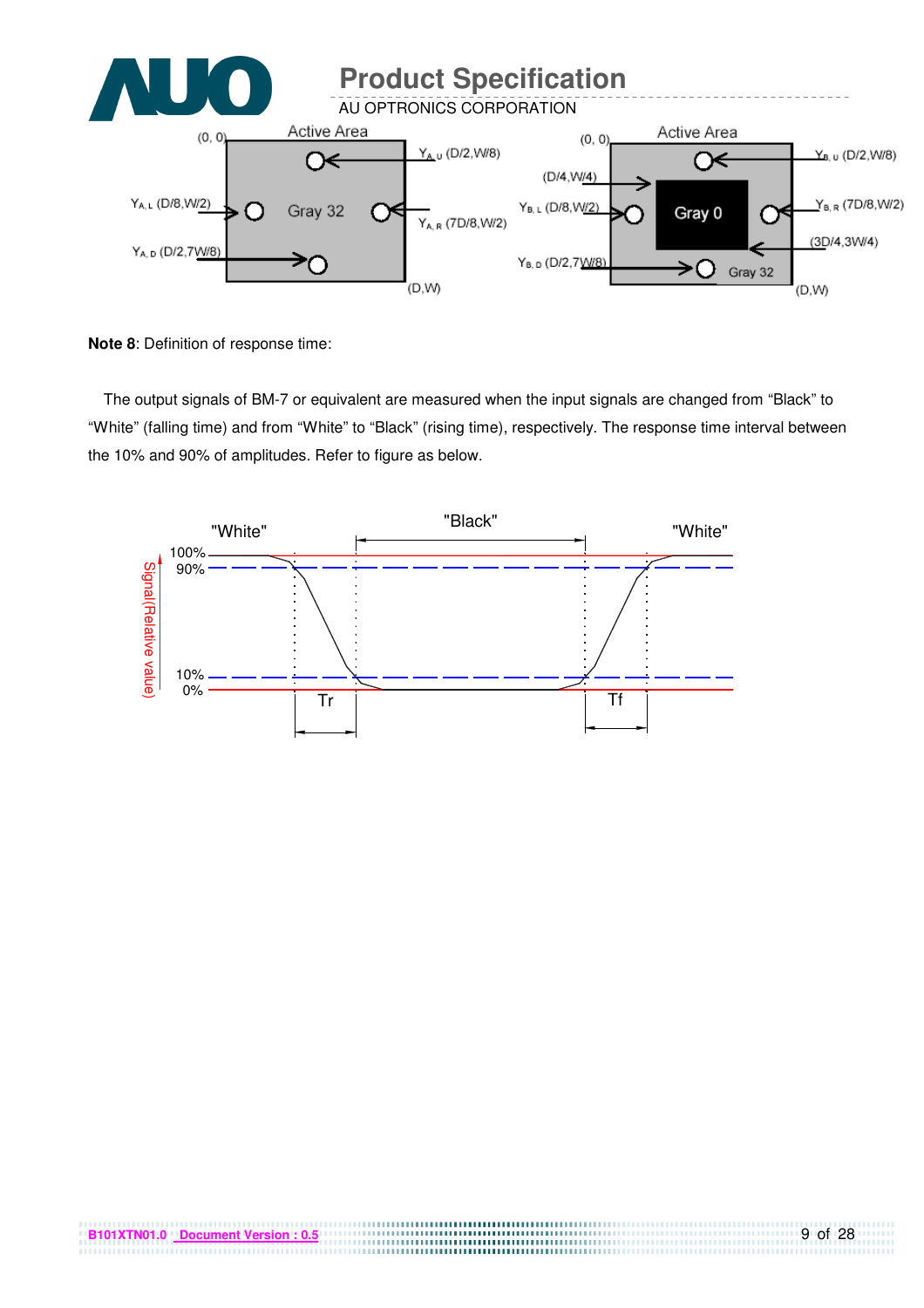**Note 8**: Definition of response time:

The output signals of BM-7 or equivalent are measured when the input signals are changed from “Black” to “White” (falling time) and from “White” to “Black” (rising time), respectively. The response time interval between the 10% and 90% of amplitudes. Refer to figure as below.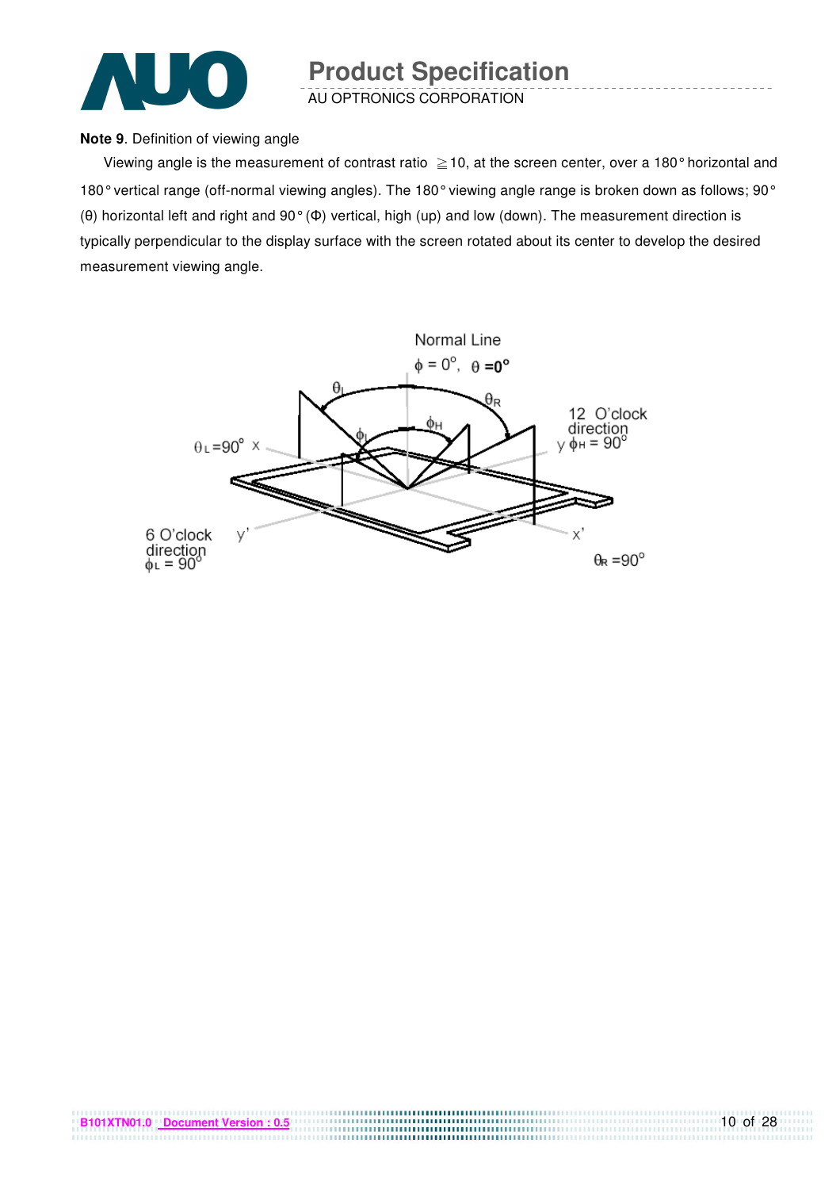**Note 9**. Definition of viewing angle

Viewing angle is the measurement of contrast ratio ≧10, at the screen center, over a 180° horizontal and 180° vertical range (off-normal viewing angles). The 180° viewing angle range is broken down as follows; 90° (θ) horizontal left and right and 90° (Φ) vertical, high (up) and low (down). The measurement direction is typically perpendicular to the display surface with the screen rotated about its center to develop the desired measurement viewing angle.

Normal Line
$\phi = 0°$, $\theta = 0°$

$\theta_L = 90°$ x

12 O'clock direction
y $\phi_H = 90°$

6 O'clock direction
$\phi_L = 90°$

y'

x'

$\theta_R = 90°$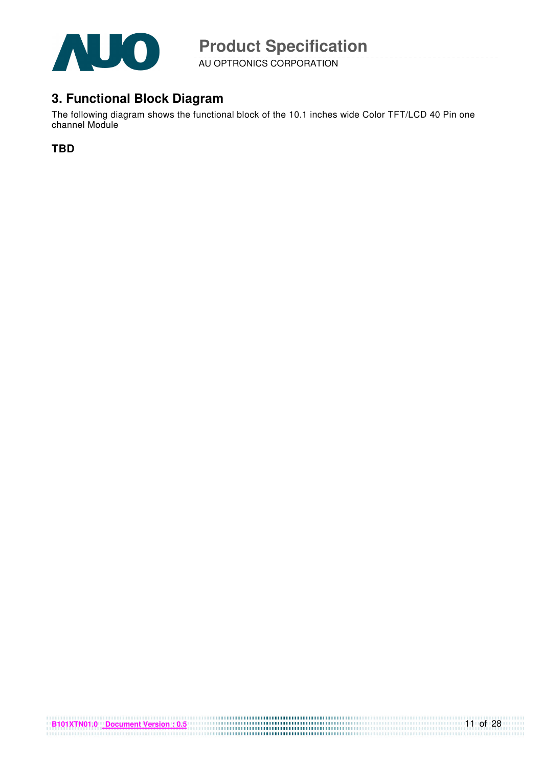## 3. Functional Block Diagram

The following diagram shows the functional block of the 10.1 inches wide Color TFT/LCD 40 Pin one channel Module

**TBD**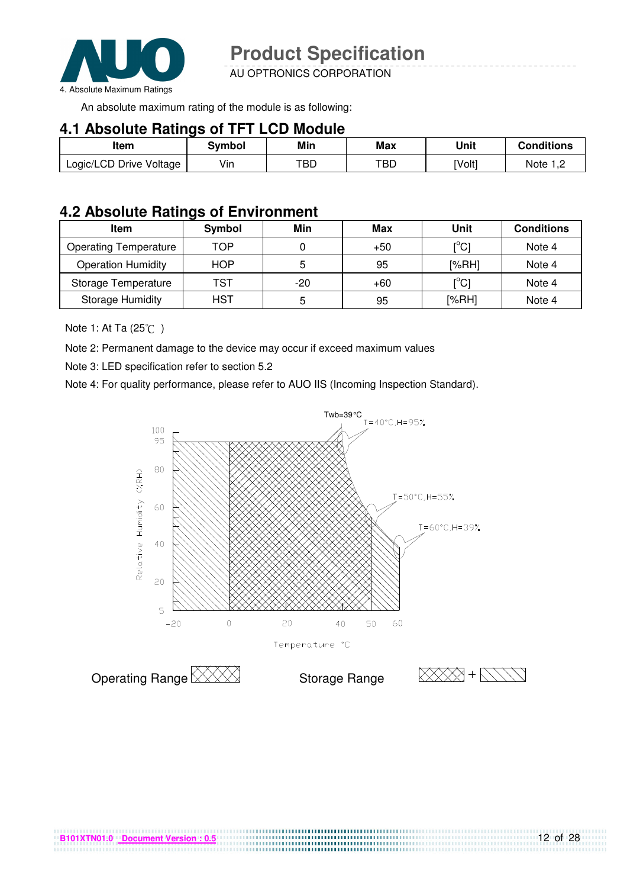4. Absolute Maximum Ratings

An absolute maximum rating of the module is as following:

## 4.1 Absolute Ratings of TFT LCD Module

| Item | Symbol | Min | Max | Unit | Conditions |
|---|---|---|---|---|---|
| Logic/LCD Drive Voltage | Vin | TBD | TBD | [Volt] | Note 1,2 |

## 4.2 Absolute Ratings of Environment

| Item | Symbol | Min | Max | Unit | Conditions |
|---|---|---|---|---|---|
| Operating Temperature | TOP | 0 | +50 | [°C] | Note 4 |
| Operation Humidity | HOP | 5 | 95 | [%RH] | Note 4 |
| Storage Temperature | TST | -20 | +60 | [°C] | Note 4 |
| Storage Humidity | HST | 5 | 95 | [%RH] | Note 4 |

Note 1: At Ta (25℃ )

Note 2: Permanent damage to the device may occur if exceed maximum values

Note 3: LED specification refer to section 5.2

Note 4: For quality performance, please refer to AUO IIS (Incoming Inspection Standard).

Twb=39°C
T=40°C,H=95%
T=50°C,H=55%
T=60°C,H=39%

Relative Humidity (%RH)

Temperature °C

Operating Range

Storage Range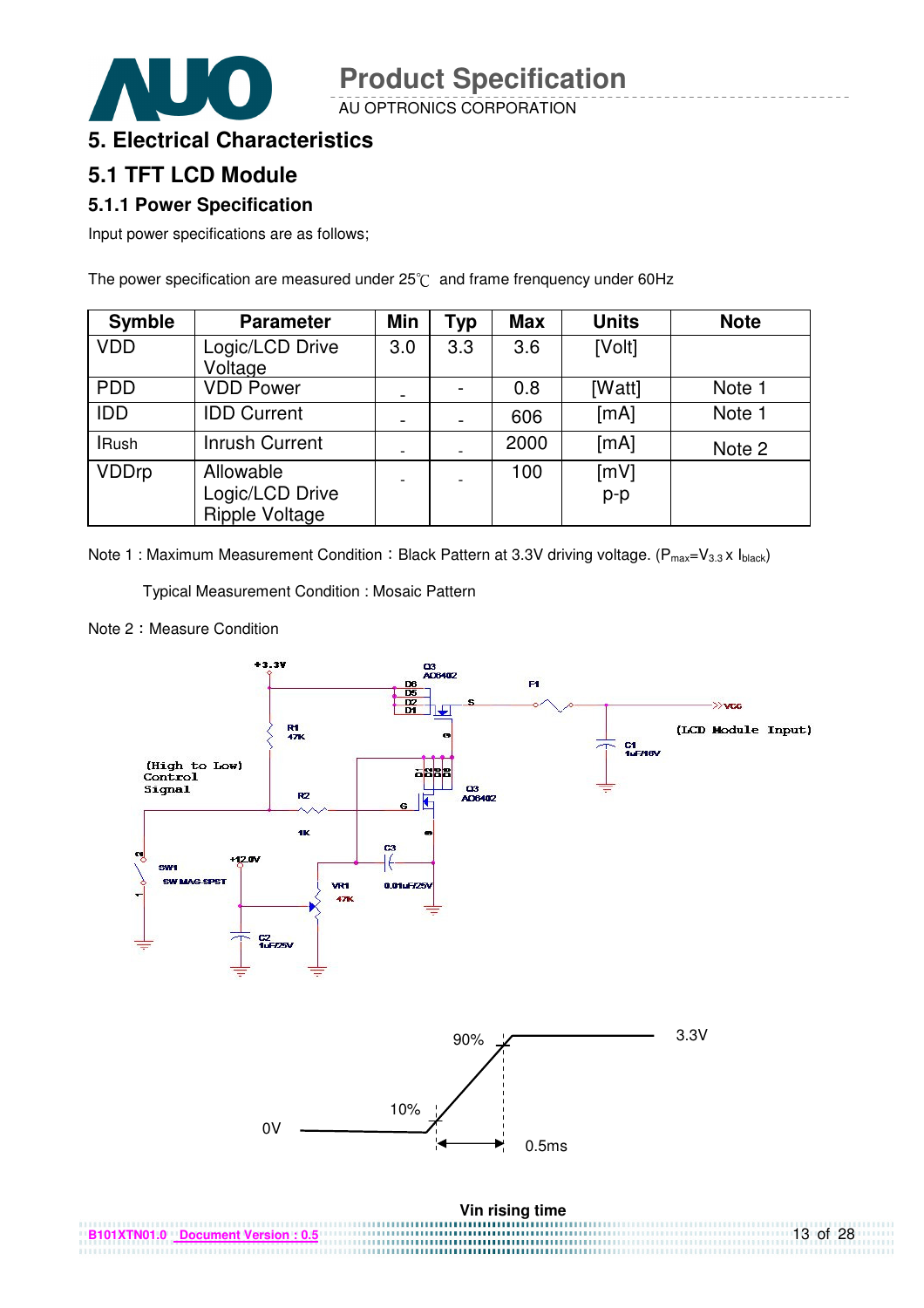# 5. Electrical Characteristics

## 5.1 TFT LCD Module

### 5.1.1 Power Specification

Input power specifications are as follows;

The power specification are measured under 25℃ and frame frenquency under 60Hz

| Symble | Parameter | Min | Typ | Max | Units | Note |
|---|---|---|---|---|---|---|
| VDD | Logic/LCD Drive Voltage | 3.0 | 3.3 | 3.6 | [Volt] | |
| PDD | VDD Power | - | - | 0.8 | [Watt] | Note 1 |
| IDD | IDD Current | - | - | 606 | [mA] | Note 1 |
| IRush | Inrush Current | - | - | 2000 | [mA] | Note 2 |
| VDDrp | Allowable Logic/LCD Drive Ripple Voltage | - | - | 100 | [mV] p-p | |

Note 1 : Maximum Measurement Condition：Black Pattern at 3.3V driving voltage. ($P_{max}=V_{3.3} \times I_{black}$)

Typical Measurement Condition : Mosaic Pattern

Note 2：Measure Condition

Vin rising time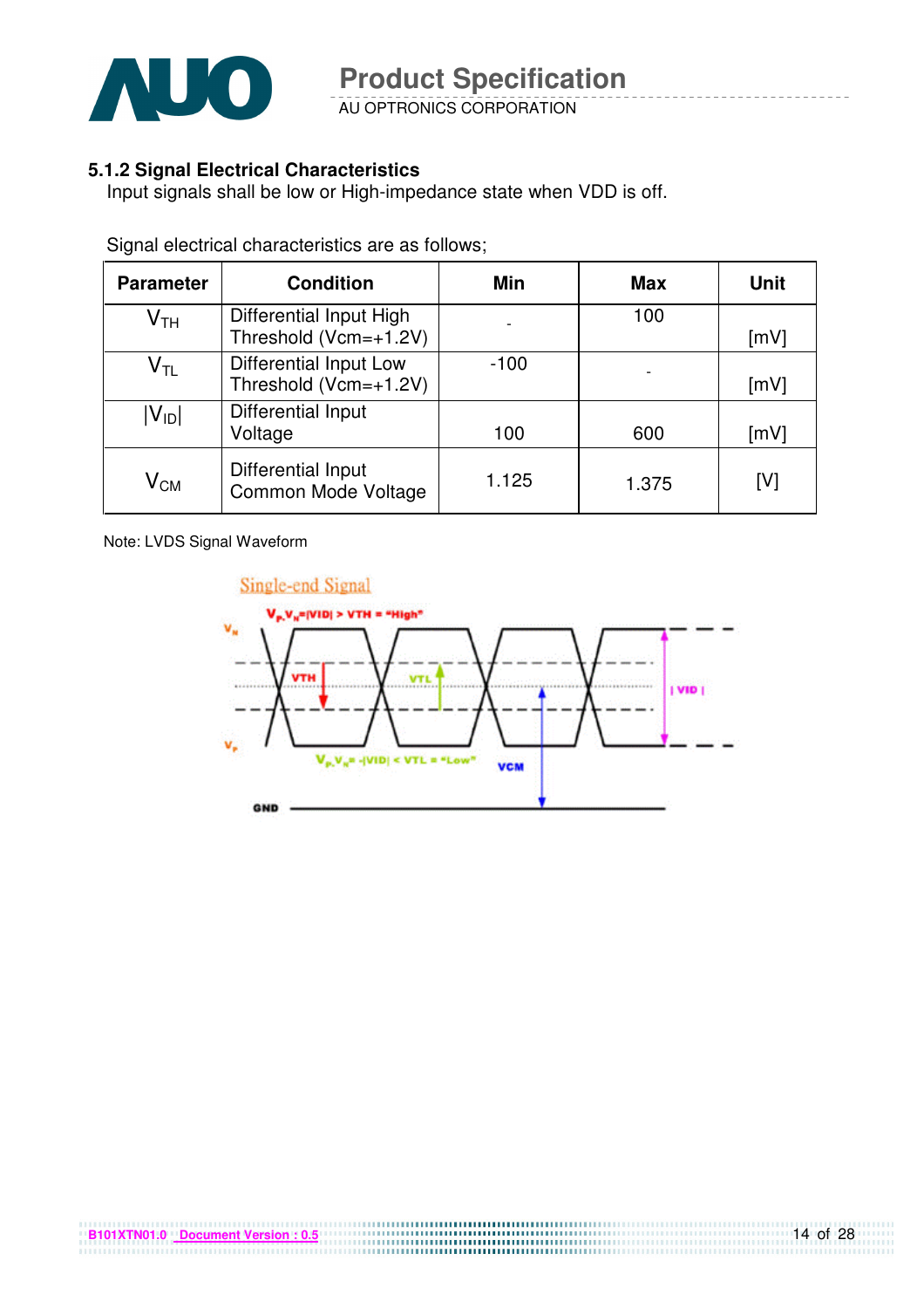### 5.1.2 Signal Electrical Characteristics

Input signals shall be low or High-impedance state when VDD is off.

Signal electrical characteristics are as follows;

| Parameter | Condition | Min | Max | Unit |
|---|---|---|---|---|
| $V_{TH}$ | Differential Input High Threshold (Vcm=+1.2V) | - | 100 | [mV] |
| $V_{TL}$ | Differential Input Low Threshold (Vcm=+1.2V) | -100 | - | [mV] |
| $\|V_{ID}\|$ | Differential Input Voltage | 100 | 600 | [mV] |
| $V_{CM}$ | Differential Input Common Mode Voltage | 1.125 | 1.375 | [V] |

Note: LVDS Signal Waveform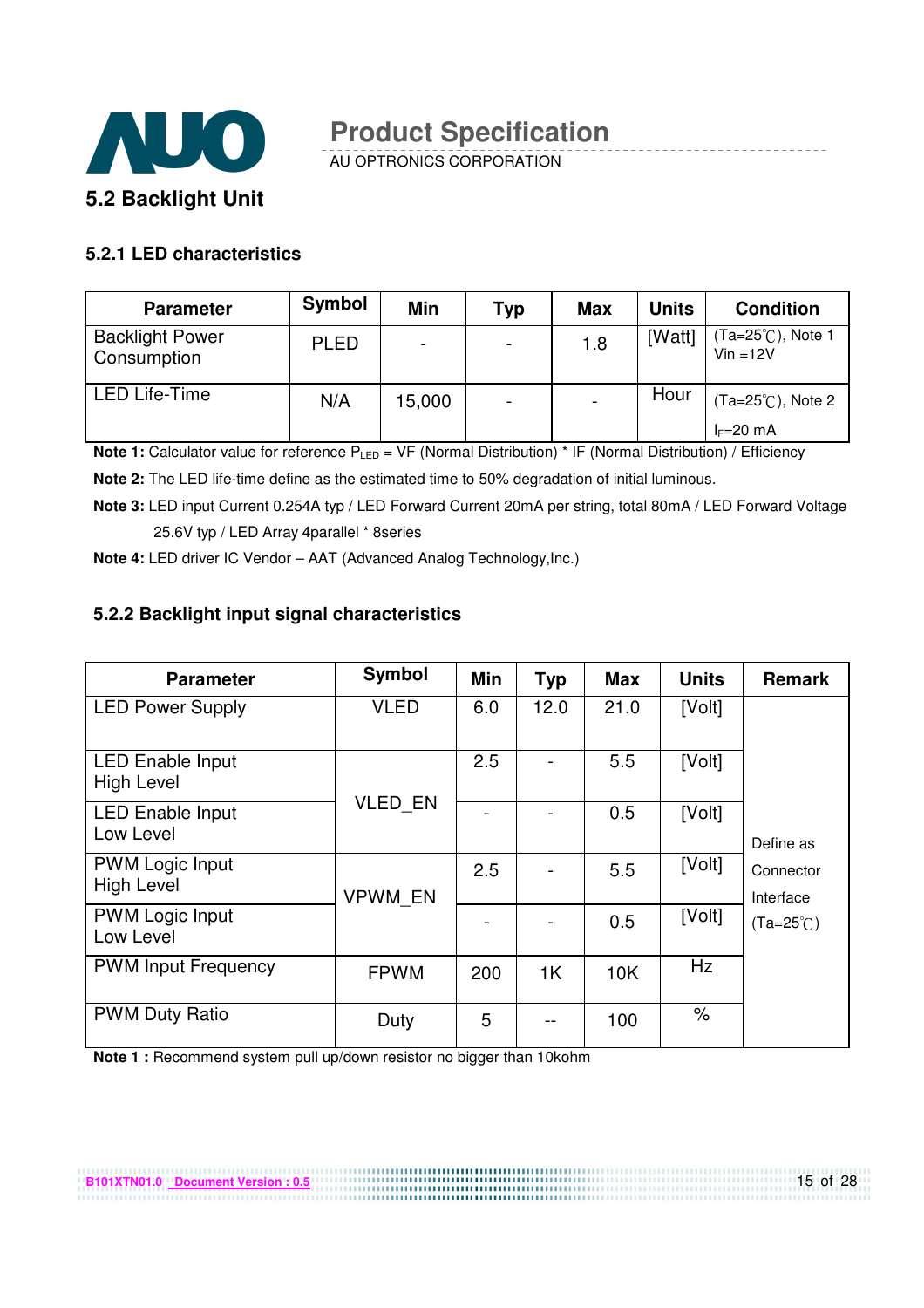## 5.2 Backlight Unit

### 5.2.1 LED characteristics

| Parameter | Symbol | Min | Typ | Max | Units | Condition |
|---|---|---|---|---|---|---|
| Backlight Power Consumption | PLED | - | - | 1.8 | [Watt] | (Ta=25℃), Note 1 Vin =12V |
| LED Life-Time | N/A | 15,000 | - | - | Hour | (Ta=25℃), Note 2 $I_F$=20 mA |

**Note 1:** Calculator value for reference $P_{LED}$ = VF (Normal Distribution) * IF (Normal Distribution) / Efficiency

**Note 2:** The LED life-time define as the estimated time to 50% degradation of initial luminous.

**Note 3:** LED input Current 0.254A typ / LED Forward Current 20mA per string, total 80mA / LED Forward Voltage 25.6V typ / LED Array 4parallel * 8series

**Note 4:** LED driver IC Vendor – AAT (Advanced Analog Technology,Inc.)

### 5.2.2 Backlight input signal characteristics

| Parameter | Symbol | Min | Typ | Max | Units | Remark |
|---|---|---|---|---|---|---|
| LED Power Supply | VLED | 6.0 | 12.0 | 21.0 | [Volt] | Define as Connector Interface (Ta=25℃) |
| LED Enable Input High Level | VLED_EN | 2.5 | - | 5.5 | [Volt] | |
| LED Enable Input Low Level | | - | - | 0.5 | [Volt] | |
| PWM Logic Input High Level | VPWM_EN | 2.5 | - | 5.5 | [Volt] | |
| PWM Logic Input Low Level | | - | - | 0.5 | [Volt] | |
| PWM Input Frequency | FPWM | 200 | 1K | 10K | Hz | |
| PWM Duty Ratio | Duty | 5 | -- | 100 | % | |

**Note 1 :** Recommend system pull up/down resistor no bigger than 10kohm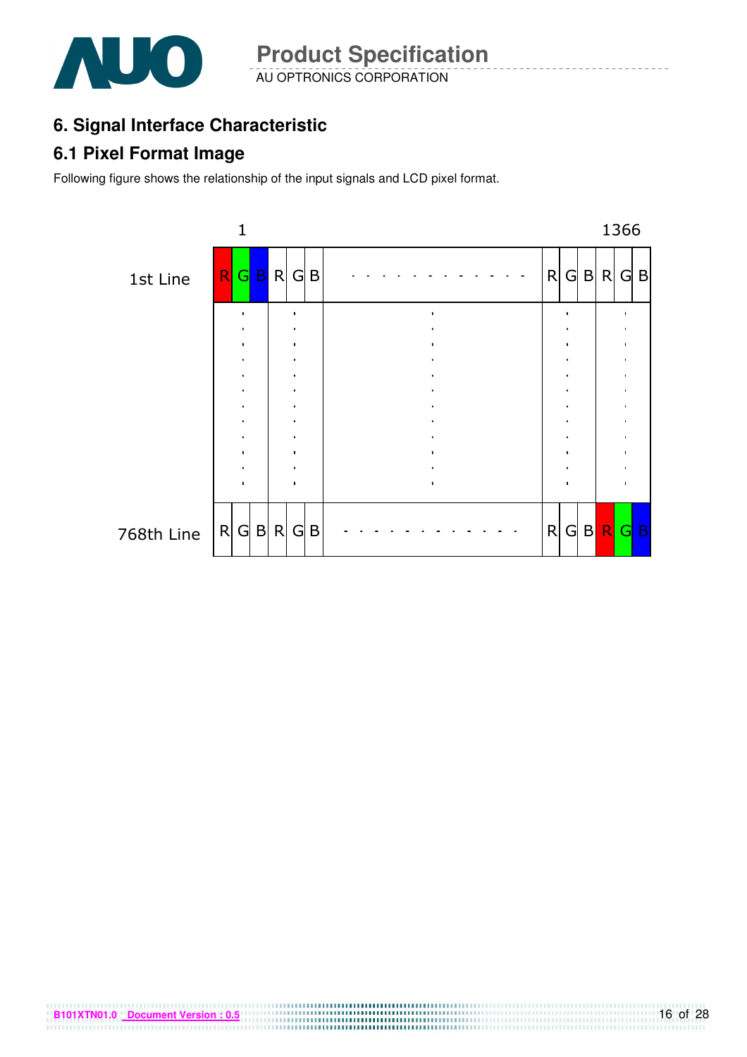# 6. Signal Interface Characteristic

## 6.1 Pixel Format Image

Following figure shows the relationship of the input signals and LCD pixel format.

|  | 1 |  | ... |  | 1366 |
|---|---|---|---|---|---|
| 1st Line | R G B | R G B | - - - - - - - - - - - - | R G B | R G B |
|  | . | . | . | . | . |
| 768th Line | R G B | R G B | - - - - - - - - - - - - | R G B | R G B |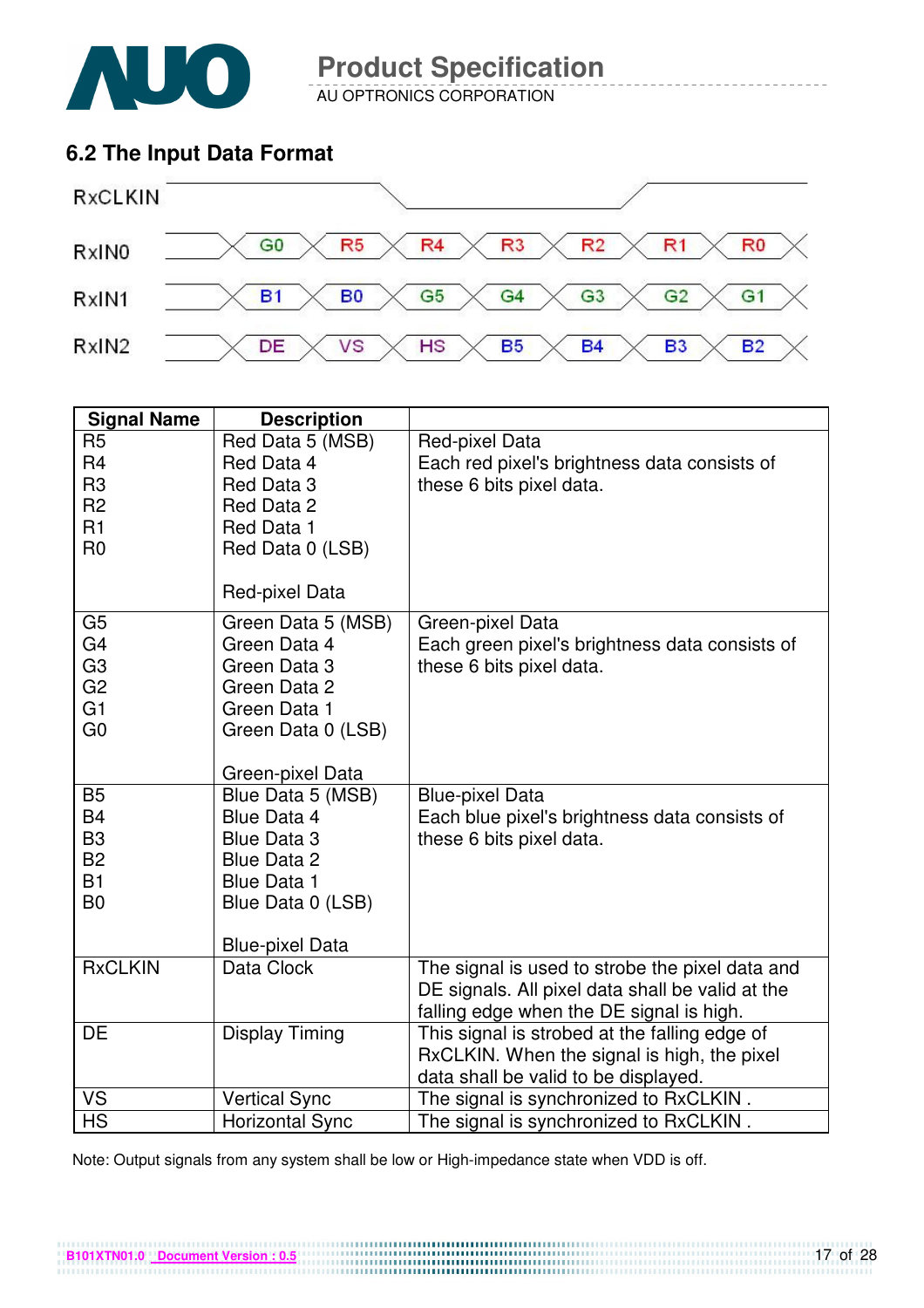## 6.2 The Input Data Format

| Signal | | | | | | | |
|---|---|---|---|---|---|---|---|
| RxCLKIN | | | | | | | |
| RxIN0 | G0 | R5 | R4 | R3 | R2 | R1 | R0 |
| RxIN1 | B1 | B0 | G5 | G4 | G3 | G2 | G1 |
| RxIN2 | DE | VS | HS | B5 | B4 | B3 | B2 |

| Signal Name | Description | |
|---|---|---|
| R5<br>R4<br>R3<br>R2<br>R1<br>R0 | Red Data 5 (MSB)<br>Red Data 4<br>Red Data 3<br>Red Data 2<br>Red Data 1<br>Red Data 0 (LSB)<br><br>Red-pixel Data | Red-pixel Data<br>Each red pixel's brightness data consists of these 6 bits pixel data. |
| G5<br>G4<br>G3<br>G2<br>G1<br>G0 | Green Data 5 (MSB)<br>Green Data 4<br>Green Data 3<br>Green Data 2<br>Green Data 1<br>Green Data 0 (LSB)<br><br>Green-pixel Data | Green-pixel Data<br>Each green pixel's brightness data consists of these 6 bits pixel data. |
| B5<br>B4<br>B3<br>B2<br>B1<br>B0 | Blue Data 5 (MSB)<br>Blue Data 4<br>Blue Data 3<br>Blue Data 2<br>Blue Data 1<br>Blue Data 0 (LSB)<br><br>Blue-pixel Data | Blue-pixel Data<br>Each blue pixel's brightness data consists of these 6 bits pixel data. |
| RxCLKIN | Data Clock | The signal is used to strobe the pixel data and DE signals. All pixel data shall be valid at the falling edge when the DE signal is high. |
| DE | Display Timing | This signal is strobed at the falling edge of RxCLKIN. When the signal is high, the pixel data shall be valid to be displayed. |
| VS | Vertical Sync | The signal is synchronized to RxCLKIN . |
| HS | Horizontal Sync | The signal is synchronized to RxCLKIN . |

Note: Output signals from any system shall be low or High-impedance state when VDD is off.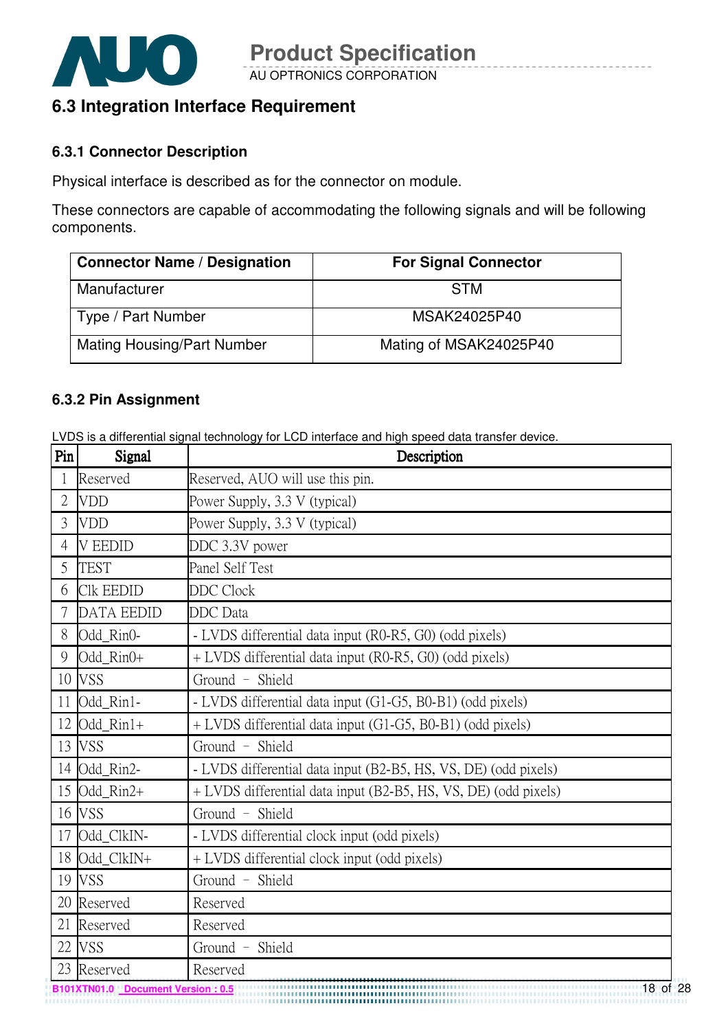## 6.3 Integration Interface Requirement

### 6.3.1 Connector Description

Physical interface is described as for the connector on module.

These connectors are capable of accommodating the following signals and will be following components.

| Connector Name / Designation | For Signal Connector |
|---|---|
| Manufacturer | STM |
| Type / Part Number | MSAK24025P40 |
| Mating Housing/Part Number | Mating of MSAK24025P40 |

### 6.3.2 Pin Assignment

LVDS is a differential signal technology for LCD interface and high speed data transfer device.

| Pin | Signal | Description |
|---|---|---|
| 1 | Reserved | Reserved, AUO will use this pin. |
| 2 | VDD | Power Supply, 3.3 V (typical) |
| 3 | VDD | Power Supply, 3.3 V (typical) |
| 4 | V EEDID | DDC 3.3V power |
| 5 | TEST | Panel Self Test |
| 6 | Clk EEDID | DDC Clock |
| 7 | DATA EEDID | DDC Data |
| 8 | Odd_Rin0- | - LVDS differential data input (R0-R5, G0) (odd pixels) |
| 9 | Odd_Rin0+ | + LVDS differential data input (R0-R5, G0) (odd pixels) |
| 10 | VSS | Ground – Shield |
| 11 | Odd_Rin1- | - LVDS differential data input (G1-G5, B0-B1) (odd pixels) |
| 12 | Odd_Rin1+ | + LVDS differential data input (G1-G5, B0-B1) (odd pixels) |
| 13 | VSS | Ground – Shield |
| 14 | Odd_Rin2- | - LVDS differential data input (B2-B5, HS, VS, DE) (odd pixels) |
| 15 | Odd_Rin2+ | + LVDS differential data input (B2-B5, HS, VS, DE) (odd pixels) |
| 16 | VSS | Ground – Shield |
| 17 | Odd_ClkIN- | - LVDS differential clock input (odd pixels) |
| 18 | Odd_ClkIN+ | + LVDS differential clock input (odd pixels) |
| 19 | VSS | Ground – Shield |
| 20 | Reserved | Reserved |
| 21 | Reserved | Reserved |
| 22 | VSS | Ground – Shield |
| 23 | Reserved | Reserved |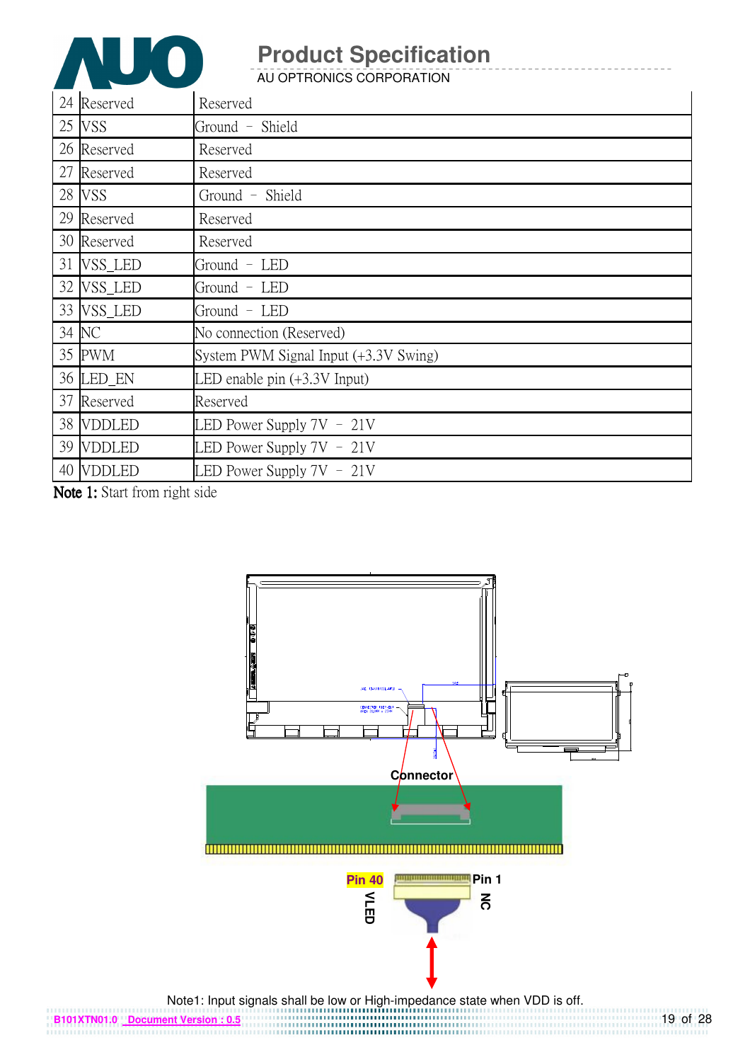| | | |
|---|---|---|
| 24 | Reserved | Reserved |
| 25 | VSS | Ground – Shield |
| 26 | Reserved | Reserved |
| 27 | Reserved | Reserved |
| 28 | VSS | Ground – Shield |
| 29 | Reserved | Reserved |
| 30 | Reserved | Reserved |
| 31 | VSS_LED | Ground – LED |
| 32 | VSS_LED | Ground – LED |
| 33 | VSS_LED | Ground – LED |
| 34 | NC | No connection (Reserved) |
| 35 | PWM | System PWM Signal Input (+3.3V Swing) |
| 36 | LED_EN | LED enable pin (+3.3V Input) |
| 37 | Reserved | Reserved |
| 38 | VDDLED | LED Power Supply 7V – 21V |
| 39 | VDDLED | LED Power Supply 7V – 21V |
| 40 | VDDLED | LED Power Supply 7V – 21V |

**Note 1:** Start from right side

Connector

Pin 40 VLED

Pin 1 NC

Note1: Input signals shall be low or High-impedance state when VDD is off.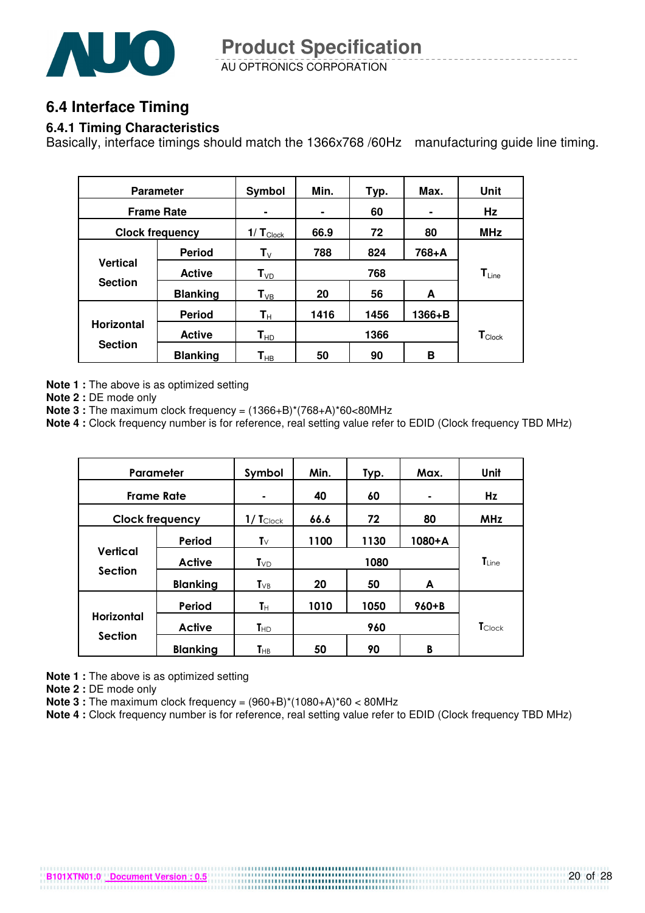## 6.4 Interface Timing

### 6.4.1 Timing Characteristics

Basically, interface timings should match the 1366x768 /60Hz manufacturing guide line timing.

| Parameter | | Symbol | Min. | Typ. | Max. | Unit |
|---|---|---|---|---|---|---|
| Frame Rate | | - | - | 60 | - | Hz |
| Clock frequency | | $1/T_{Clock}$ | 66.9 | 72 | 80 | MHz |
| Vertical Section | Period | $T_V$ | 788 | 824 | 768+A | $T_{Line}$ |
| | Active | $T_{VD}$ | | 768 | | |
| | Blanking | $T_{VB}$ | 20 | 56 | A | |
| Horizontal Section | Period | $T_H$ | 1416 | 1456 | 1366+B | $T_{Clock}$ |
| | Active | $T_{HD}$ | | 1366 | | |
| | Blanking | $T_{HB}$ | 50 | 90 | B | |

**Note 1 :** The above is as optimized setting
**Note 2 :** DE mode only
**Note 3 :** The maximum clock frequency = (1366+B)*(768+A)*60<80MHz
**Note 4 :** Clock frequency number is for reference, real setting value refer to EDID (Clock frequency TBD MHz)

| Parameter | | Symbol | Min. | Typ. | Max. | Unit |
|---|---|---|---|---|---|---|
| Frame Rate | | - | 40 | 60 | - | Hz |
| Clock frequency | | $1/T_{Clock}$ | 66.6 | 72 | 80 | MHz |
| Vertical Section | Period | $T_V$ | 1100 | 1130 | 1080+A | $T_{Line}$ |
| | Active | $T_{VD}$ | | 1080 | | |
| | Blanking | $T_{VB}$ | 20 | 50 | A | |
| Horizontal Section | Period | $T_H$ | 1010 | 1050 | 960+B | $T_{Clock}$ |
| | Active | $T_{HD}$ | | 960 | | |
| | Blanking | $T_{HB}$ | 50 | 90 | B | |

**Note 1 :** The above is as optimized setting
**Note 2 :** DE mode only
**Note 3 :** The maximum clock frequency = (960+B)*(1080+A)*60 < 80MHz
**Note 4 :** Clock frequency number is for reference, real setting value refer to EDID (Clock frequency TBD MHz)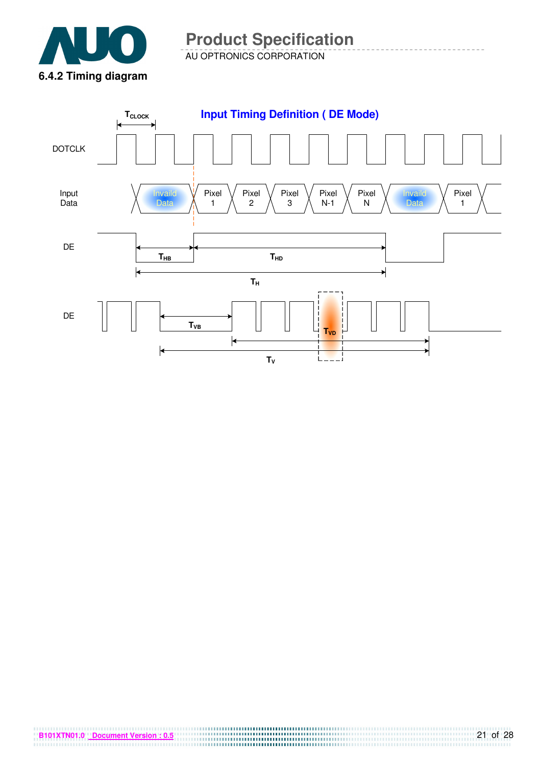### 6.4.2 Timing diagram

**Input Timing Definition ( DE Mode)**

$T_{CLOCK}$

DOTCLK

Input Data: Invaild Data | Pixel 1 | Pixel 2 | Pixel 3 | Pixel N-1 | Pixel N | Invaild Data | Pixel 1

DE: $T_{HB}$, $T_{HD}$, $T_H$

DE: $T_{VB}$, $T_{VD}$, $T_V$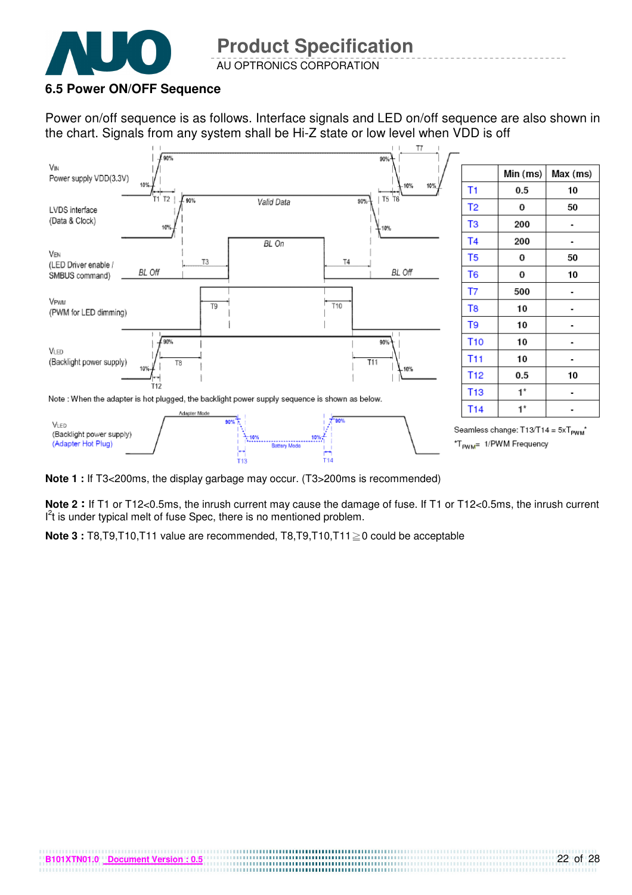### 6.5 Power ON/OFF Sequence

Power on/off sequence is as follows. Interface signals and LED on/off sequence are also shown in the chart. Signals from any system shall be Hi-Z state or low level when VDD is off

|  | Min (ms) | Max (ms) |
|---|---|---|
| T1 | 0.5 | 10 |
| T2 | 0 | 50 |
| T3 | 200 | - |
| T4 | 200 | - |
| T5 | 0 | 50 |
| T6 | 0 | 10 |
| T7 | 500 | - |
| T8 | 10 | - |
| T9 | 10 | - |
| T10 | 10 | - |
| T11 | 10 | - |
| T12 | 0.5 | 10 |
| T13 | 1* | - |
| T14 | 1* | - |

Seamless change: T13/T14 = 5x$T_{PWM}$*

*$T_{PWM}$= 1/PWM Frequency

Note : When the adapter is hot plugged, the backlight power supply sequence is shown as below.

**Note 1 :** If T3<200ms, the display garbage may occur. (T3>200ms is recommended)

**Note 2 :** If T1 or T12<0.5ms, the inrush current may cause the damage of fuse. If T1 or T12<0.5ms, the inrush current $I^2t$ is under typical melt of fuse Spec, there is no mentioned problem.

**Note 3 :** T8,T9,T10,T11 value are recommended, T8,T9,T10,T11 ≧ 0 could be acceptable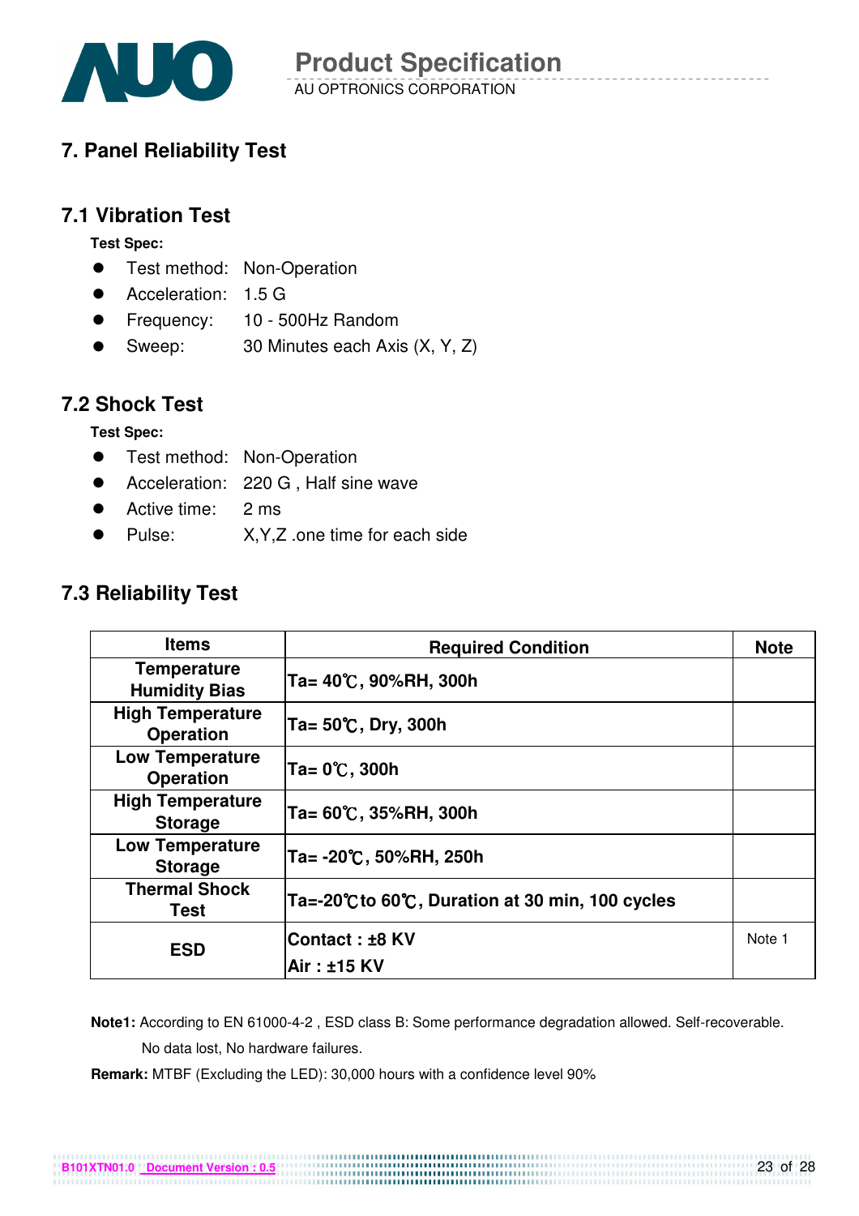# 7. Panel Reliability Test

## 7.1 Vibration Test

**Test Spec:**

- Test method: Non-Operation
- Acceleration: 1.5 G
- Frequency: 10 - 500Hz Random
- Sweep: 30 Minutes each Axis (X, Y, Z)

## 7.2 Shock Test

**Test Spec:**

- Test method: Non-Operation
- Acceleration: 220 G , Half sine wave
- Active time: 2 ms
- Pulse: X,Y,Z .one time for each side

## 7.3 Reliability Test

| Items | Required Condition | Note |
|---|---|---|
| Temperature Humidity Bias | Ta= 40℃, 90%RH, 300h | |
| High Temperature Operation | Ta= 50℃, Dry, 300h | |
| Low Temperature Operation | Ta= 0℃, 300h | |
| High Temperature Storage | Ta= 60℃, 35%RH, 300h | |
| Low Temperature Storage | Ta= -20℃, 50%RH, 250h | |
| Thermal Shock Test | Ta=-20℃to 60℃, Duration at 30 min, 100 cycles | |
| ESD | Contact : ±8 KV<br>Air : ±15 KV | Note 1 |

**Note1:** According to EN 61000-4-2 , ESD class B: Some performance degradation allowed. Self-recoverable. No data lost, No hardware failures.

**Remark:** MTBF (Excluding the LED): 30,000 hours with a confidence level 90%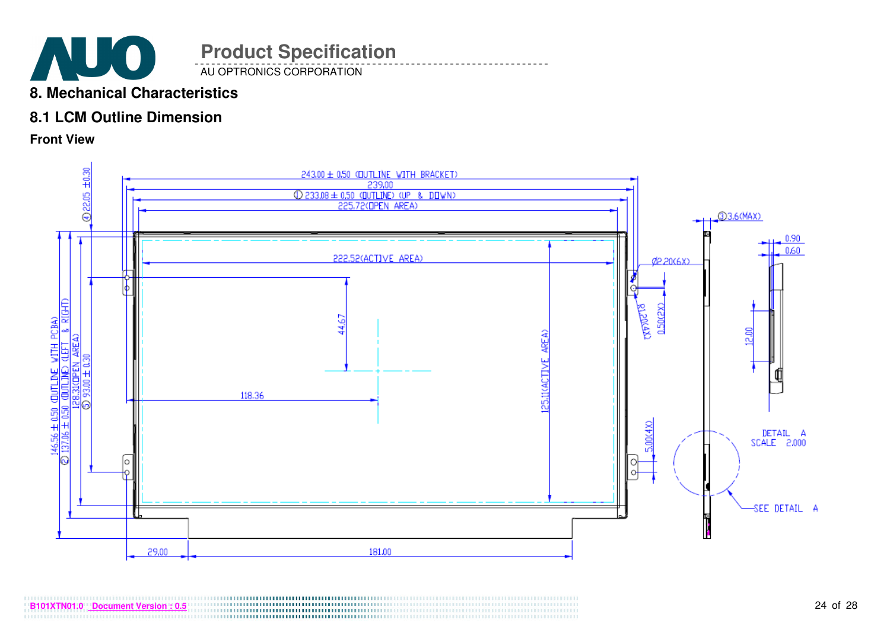# 8. Mechanical Characteristics

## 8.1 LCM Outline Dimension

**Front View**

243.00 ± 0.50 (OUTLINE WITH BRACKET)

239.00

① 233.08 ± 0.50 (OUTLINE) (UP & DOWN)

225.72(OPEN AREA)

222.52(ACTIVE AREA)

④ 22.05 ±0.30

44.67

118.36

125.11(ACTIVE AREA)

146.56 ± 0.50 (OUTLINE WITH PCBA)

② 137.06 ± 0.50 (OUTLINE) (LEFT & RIGHT)

128.31(OPEN AREA)

⑤ 93.00 ± 0.30

Ø2.20(6X)

R1.20(4X)

0.50(2X)

5.00(4X)

③ 3.6(MAX)

0.90

0.60

12.00

DETAIL A
SCALE 2.000

SEE DETAIL A

29.00

181.00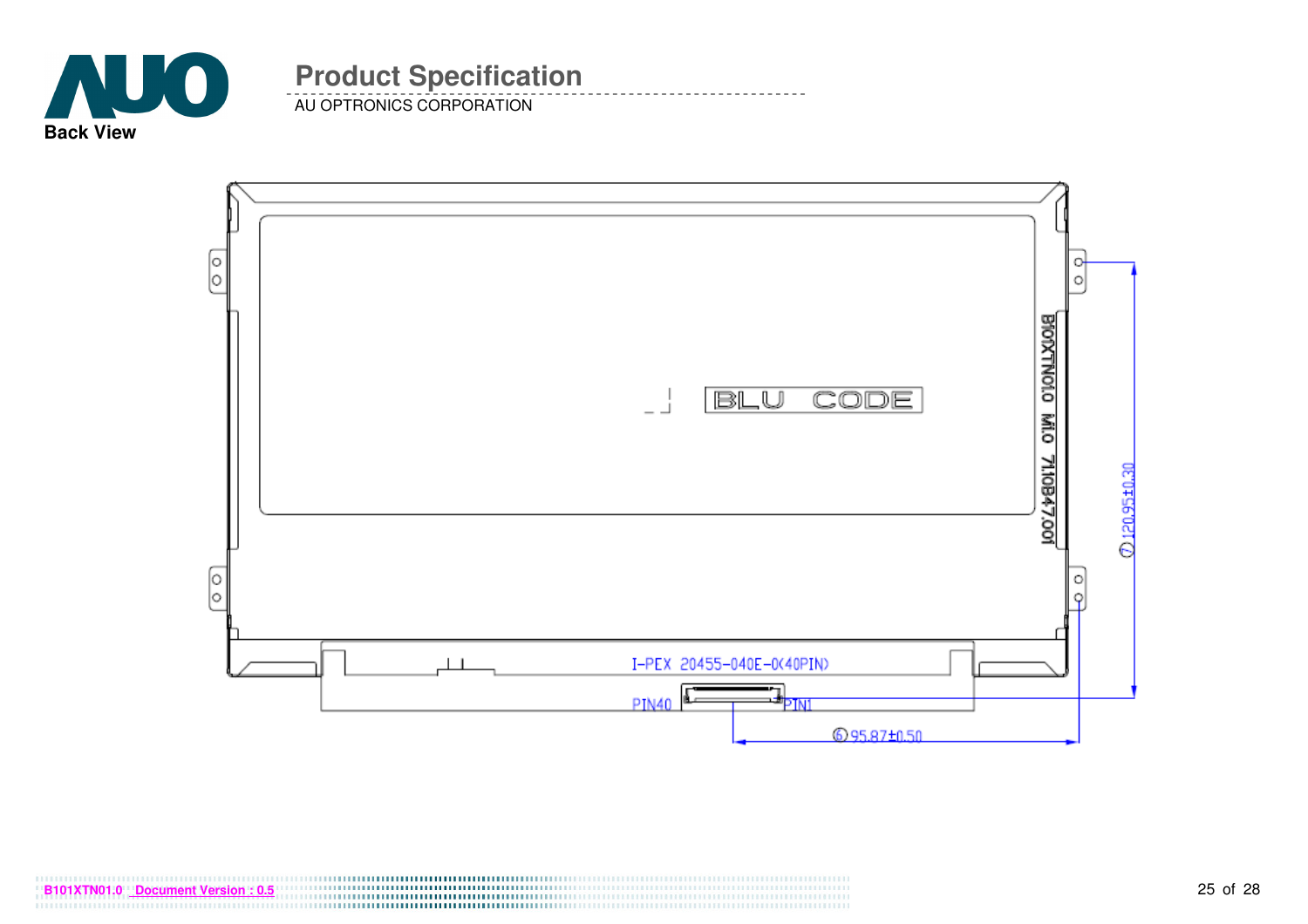## Back View

BLU CODE

B101XTN01.0 M1.0 71.10B47.001

I-PEX 20455-040E-0(40PIN)

PIN40

PIN1

⑦ 120.95±0.30

⑥ 95.87±0.50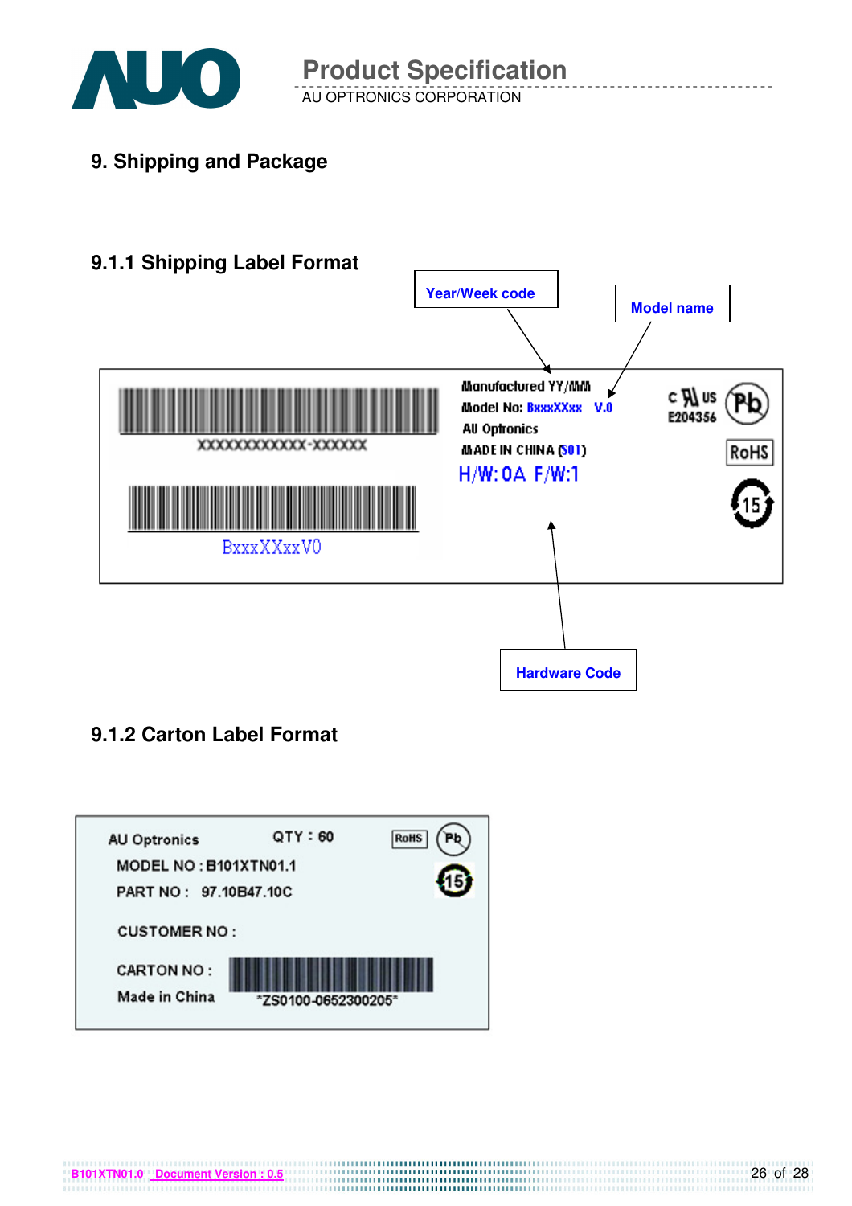# 9. Shipping and Package

## 9.1.1 Shipping Label Format

Year/Week code

Model name

XXXXXXXXXXXX-XXXXXX

Manufactured YY/MM

Model No: BxxxXXxx V.0

AU Optronics

MADE IN CHINA (S01)

H/W: 0A F/W:1

c US E204356

Pb

RoHS

15

BxxxXXxxV0

Hardware Code

## 9.1.2 Carton Label Format

AU Optronics QTY : 60

RoHS

Pb

MODEL NO : B101XTN01.1

PART NO : 97.10B47.10C

15

CUSTOMER NO :

CARTON NO :

Made in China

*ZS0100-0652300205*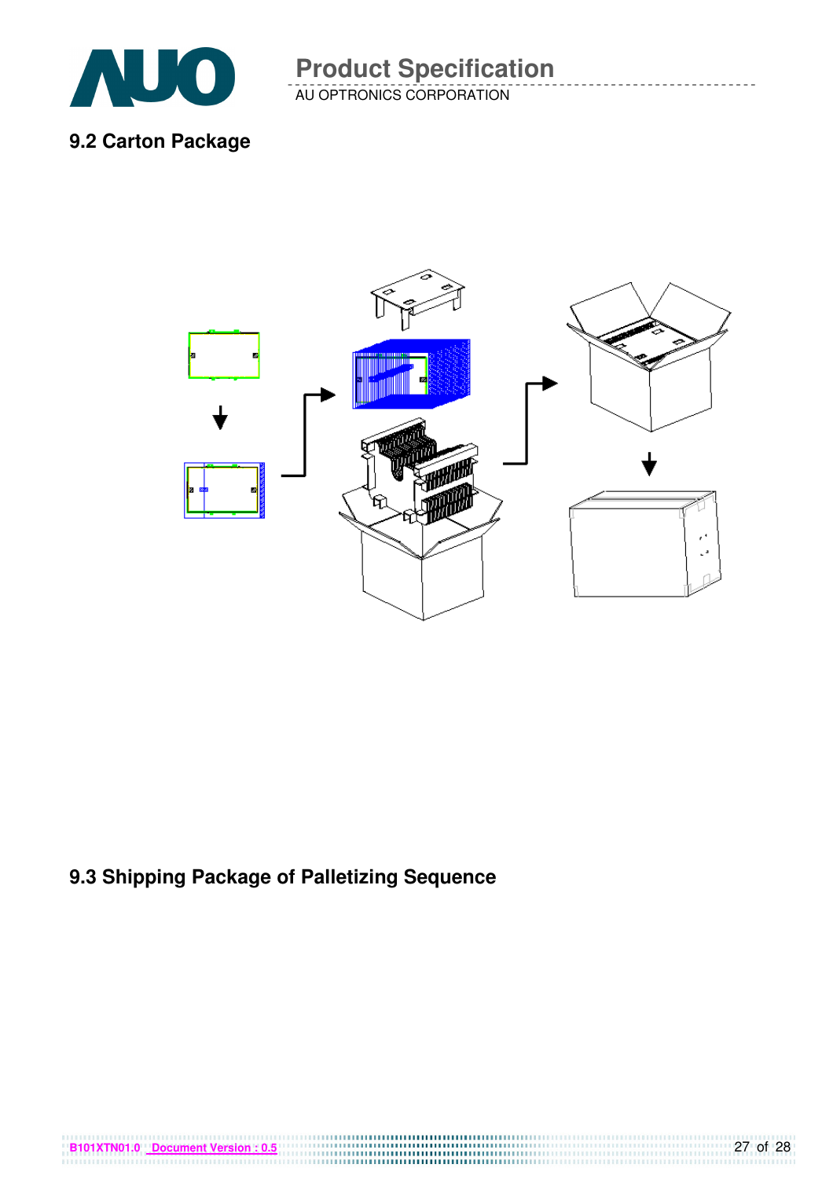## 9.2 Carton Package

## 9.3 Shipping Package of Palletizing Sequence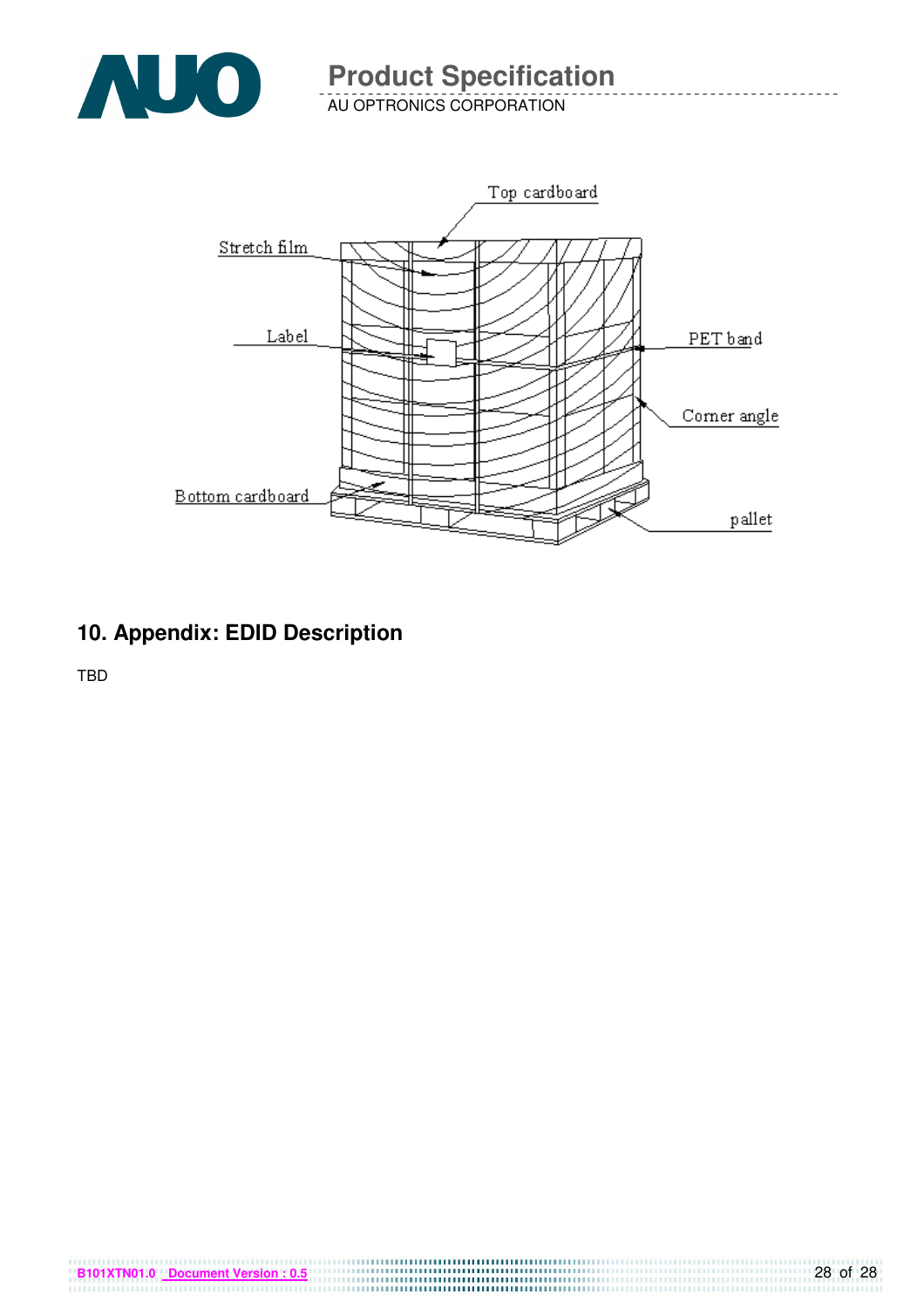Top cardboard

Stretch film

Label

PET band

Corner angle

Bottom cardboard

pallet

## 10. Appendix: EDID Description

TBD